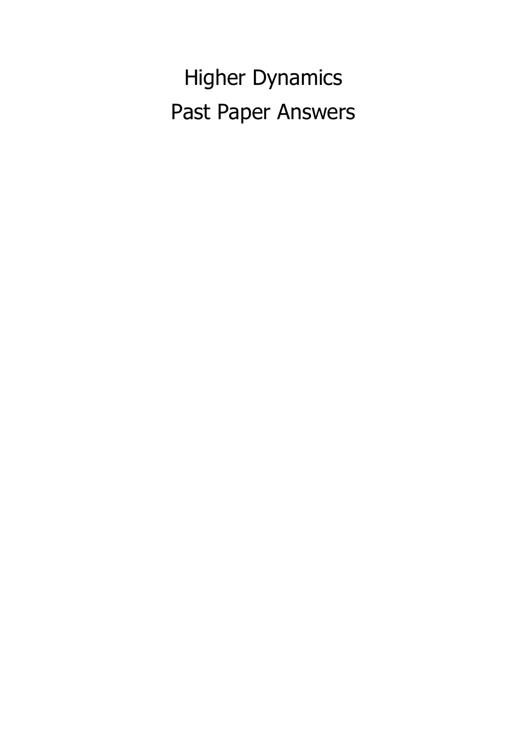# Higher Dynamics

# Past Paper Answers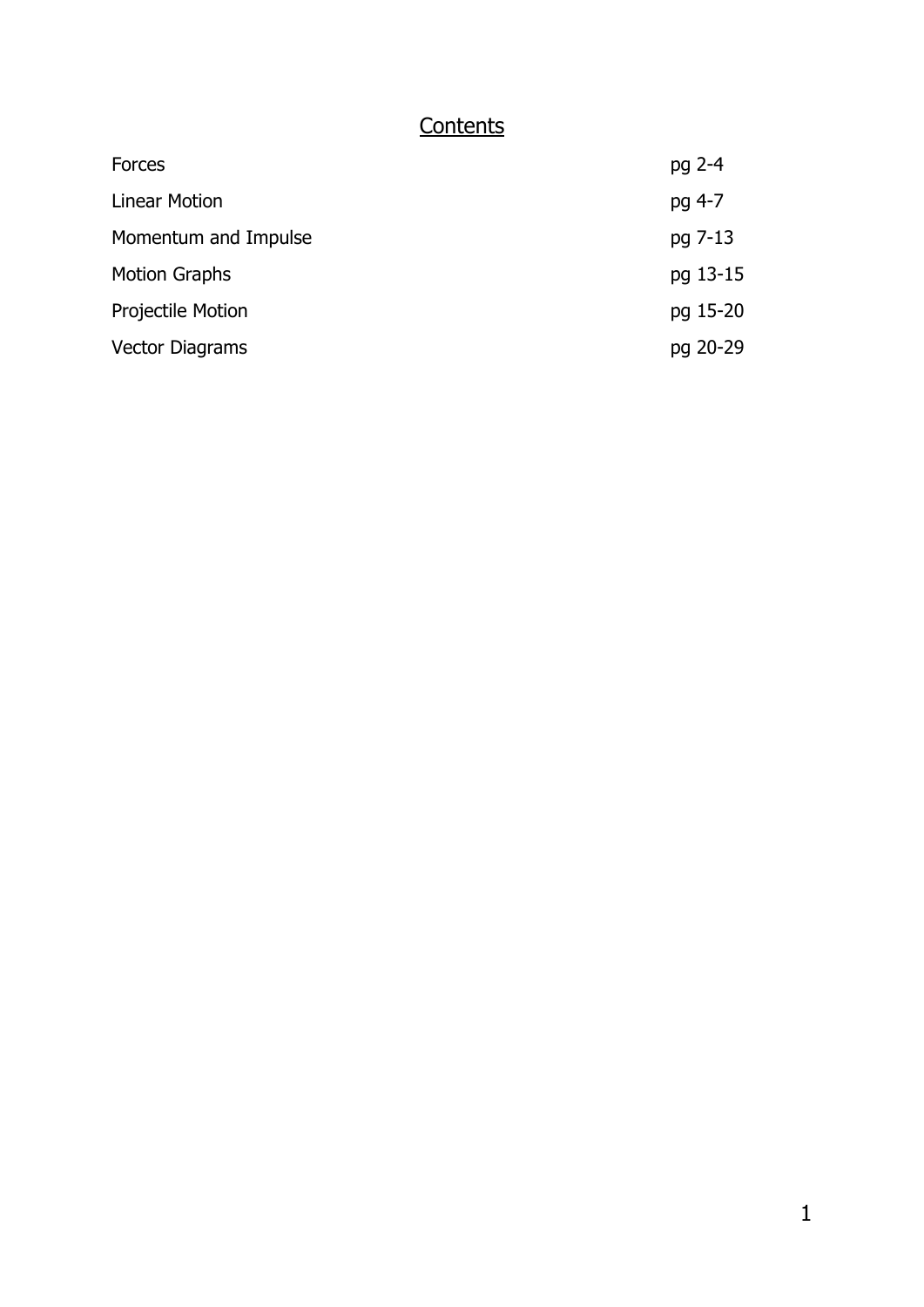# Contents

| | |
|---|---|
| Forces | pg 2-4 |
| Linear Motion | pg 4-7 |
| Momentum and Impulse | pg 7-13 |
| Motion Graphs | pg 13-15 |
| Projectile Motion | pg 15-20 |
| Vector Diagrams | pg 20-29 |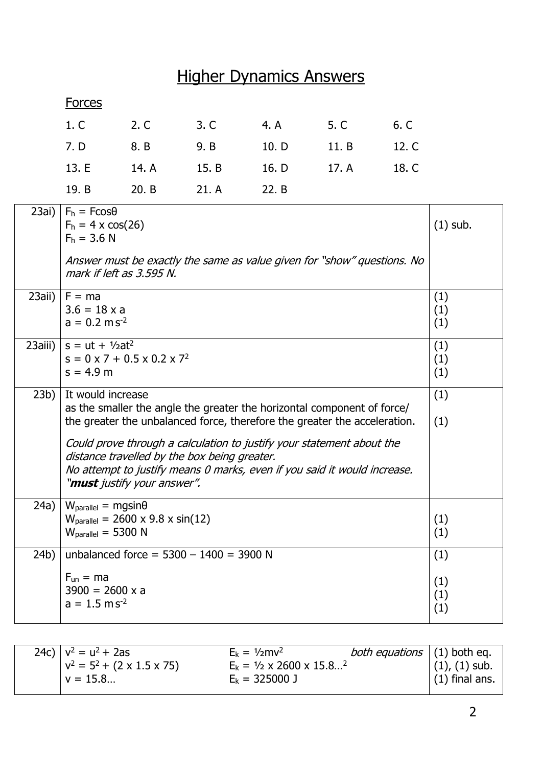# Higher Dynamics Answers

## Forces

| | | | | | |
|---|---|---|---|---|---|
| 1. C | 2. C | 3. C | 4. A | 5. C | 6. C |
| 7. D | 8. B | 9. B | 10. D | 11. B | 12. C |
| 13. E | 14. A | 15. B | 16. D | 17. A | 18. C |
| 19. B | 20. B | 21. A | 22. B | | |

| Q | Answer | Marks |
|---|---|---|
| 23ai) | $F_h = F\cos\theta$<br>$F_h = 4 \times \cos(26)$<br>$F_h = 3.6$ N<br><br>*Answer must be exactly the same as value given for "show" questions. No mark if left as 3.595 N.* | (1) sub. |
| 23aii) | $F = ma$<br>$3.6 = 18 \times a$<br>$a = 0.2$ m s$^{-2}$ | (1)<br>(1)<br>(1) |
| 23aiii) | $s = ut + \frac{1}{2}at^2$<br>$s = 0 \times 7 + 0.5 \times 0.2 \times 7^2$<br>$s = 4.9$ m | (1)<br>(1)<br>(1) |
| 23b) | It would increase<br>as the smaller the angle the greater the horizontal component of force/ the greater the unbalanced force, therefore the greater the acceleration.<br><br>*Could prove through a calculation to justify your statement about the distance travelled by the box being greater.*<br>*No attempt to justify means 0 marks, even if you said it would increase.*<br>*"**must** justify your answer".* | (1)<br><br>(1) |
| 24a) | $W_{parallel} = mg\sin\theta$<br>$W_{parallel} = 2600 \times 9.8 \times \sin(12)$<br>$W_{parallel} = 5300$ N | <br>(1)<br>(1) |
| 24b) | unbalanced force = 5300 – 1400 = 3900 N<br><br>$F_{un} = ma$<br>$3900 = 2600 \times a$<br>$a = 1.5$ m s$^{-2}$ | (1)<br><br>(1)<br>(1)<br>(1) |

| Q | Answer | | Marks |
|---|---|---|---|
| 24c) | $v^2 = u^2 + 2as$<br>$v^2 = 5^2 + (2 \times 1.5 \times 75)$<br>$v = 15.8…$ | $E_k = \frac{1}{2}mv^2$ *both equations*<br>$E_k = \frac{1}{2} \times 2600 \times 15.8…^2$<br>$E_k = 325000$ J | (1) both eq.<br>(1), (1) sub.<br>(1) final ans. |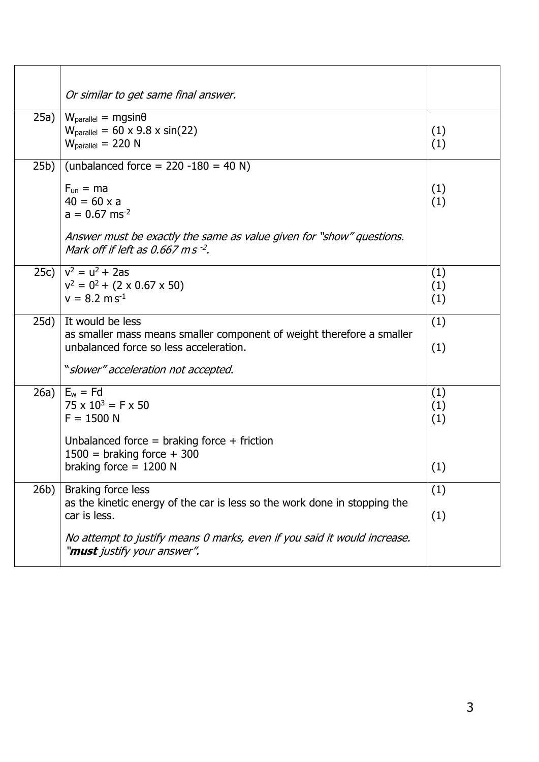| | | |
|---|---|---|
| | *Or similar to get same final answer.* | |
| 25a) | $W_{parallel} = mg\sin\theta$<br>$W_{parallel} = 60 \times 9.8 \times \sin(22)$<br>$W_{parallel} = 220$ N | <br>(1)<br>(1) |
| 25b) | (unbalanced force = 220 -180 = 40 N)<br><br>$F_{un} = ma$<br>$40 = 60 \times a$<br>$a = 0.67$ $ms^{-2}$<br><br>*Answer must be exactly the same as value given for "show" questions. Mark off if left as 0.667 m s $^{-2}$.* | <br><br>(1)<br>(1) |
| 25c) | $v^2 = u^2 + 2as$<br>$v^2 = 0^2 + (2 \times 0.67 \times 50)$<br>$v = 8.2$ m $s^{-1}$ | (1)<br>(1)<br>(1) |
| 25d) | It would be less<br>as smaller mass means smaller component of weight therefore a smaller unbalanced force so less acceleration.<br><br>"*slower" acceleration not accepted*. | (1)<br><br>(1) |
| 26a) | $E_w = Fd$<br>$75 \times 10^3 = F \times 50$<br>$F = 1500$ N<br><br>Unbalanced force = braking force + friction<br>1500 = braking force + 300<br>braking force = 1200 N | (1)<br>(1)<br>(1)<br><br><br><br>(1) |
| 26b) | Braking force less<br>as the kinetic energy of the car is less so the work done in stopping the car is less.<br><br>*No attempt to justify means 0 marks, even if you said it would increase. "**must** justify your answer".* | (1)<br><br>(1) |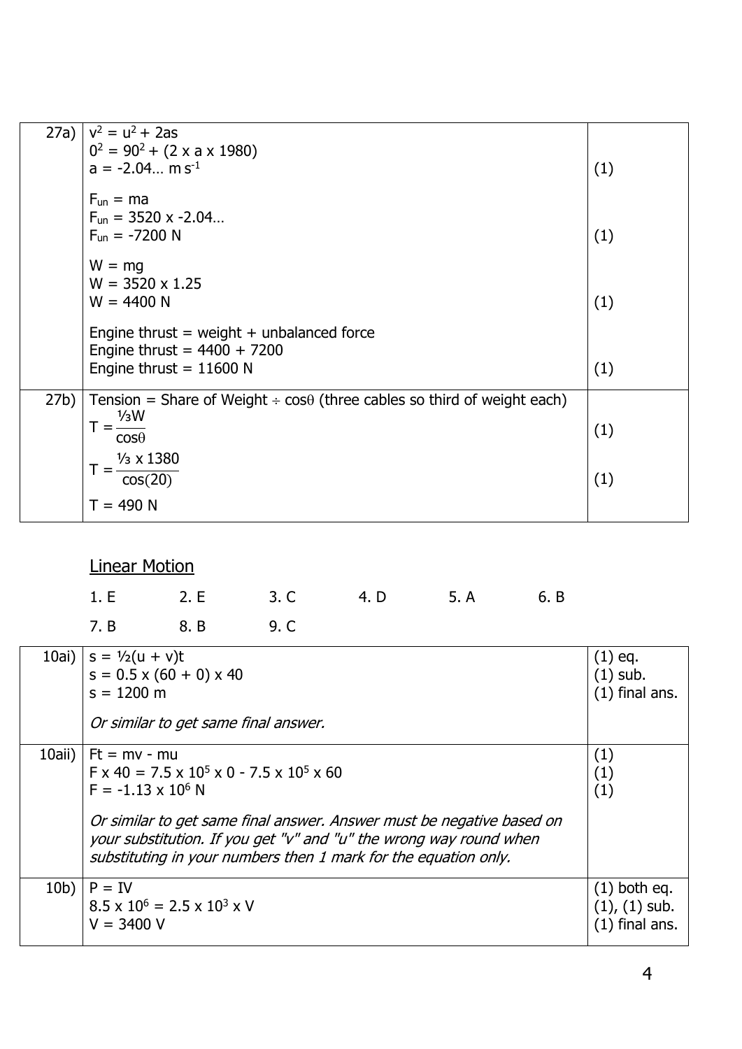| | | |
|---|---|---|
| 27a) | $v^2 = u^2 + 2as$<br>$0^2 = 90^2 + (2 \times a \times 1980)$<br>$a = -2.04\ldots \text{ m s}^{-1}$ | (1) |
| | $F_{un} = ma$<br>$F_{un} = 3520 \times -2.04\ldots$<br>$F_{un} = -7200 \text{ N}$ | (1) |
| | $W = mg$<br>$W = 3520 \times 1.25$<br>$W = 4400 \text{ N}$ | (1) |
| | Engine thrust = weight + unbalanced force<br>Engine thrust = 4400 + 7200<br>Engine thrust = 11600 N | (1) |
| 27b) | Tension = Share of Weight ÷ cosθ (three cables so third of weight each)<br>$T = \dfrac{\frac{1}{3}W}{\cos\theta}$ | (1) |
| | $T = \dfrac{\frac{1}{3} \times 1380}{\cos(20)}$ | (1) |
| | $T = 490 \text{ N}$ | |

## Linear Motion

1. E  2. E  3. C  4. D  5. A  6. B

7. B  8. B  9. C

| | | |
|---|---|---|
| 10ai) | $s = \frac{1}{2}(u + v)t$<br>$s = 0.5 \times (60 + 0) \times 40$<br>$s = 1200 \text{ m}$<br><br>*Or similar to get same final answer.* | (1) eq.<br>(1) sub.<br>(1) final ans. |
| 10aii) | $Ft = mv - mu$<br>$F \times 40 = 7.5 \times 10^5 \times 0 - 7.5 \times 10^5 \times 60$<br>$F = -1.13 \times 10^6 \text{ N}$<br><br>*Or similar to get same final answer. Answer must be negative based on your substitution. If you get "v" and "u" the wrong way round when substituting in your numbers then 1 mark for the equation only.* | (1)<br>(1)<br>(1) |
| 10b) | $P = IV$<br>$8.5 \times 10^6 = 2.5 \times 10^3 \times V$<br>$V = 3400 \text{ V}$ | (1) both eq.<br>(1), (1) sub.<br>(1) final ans. |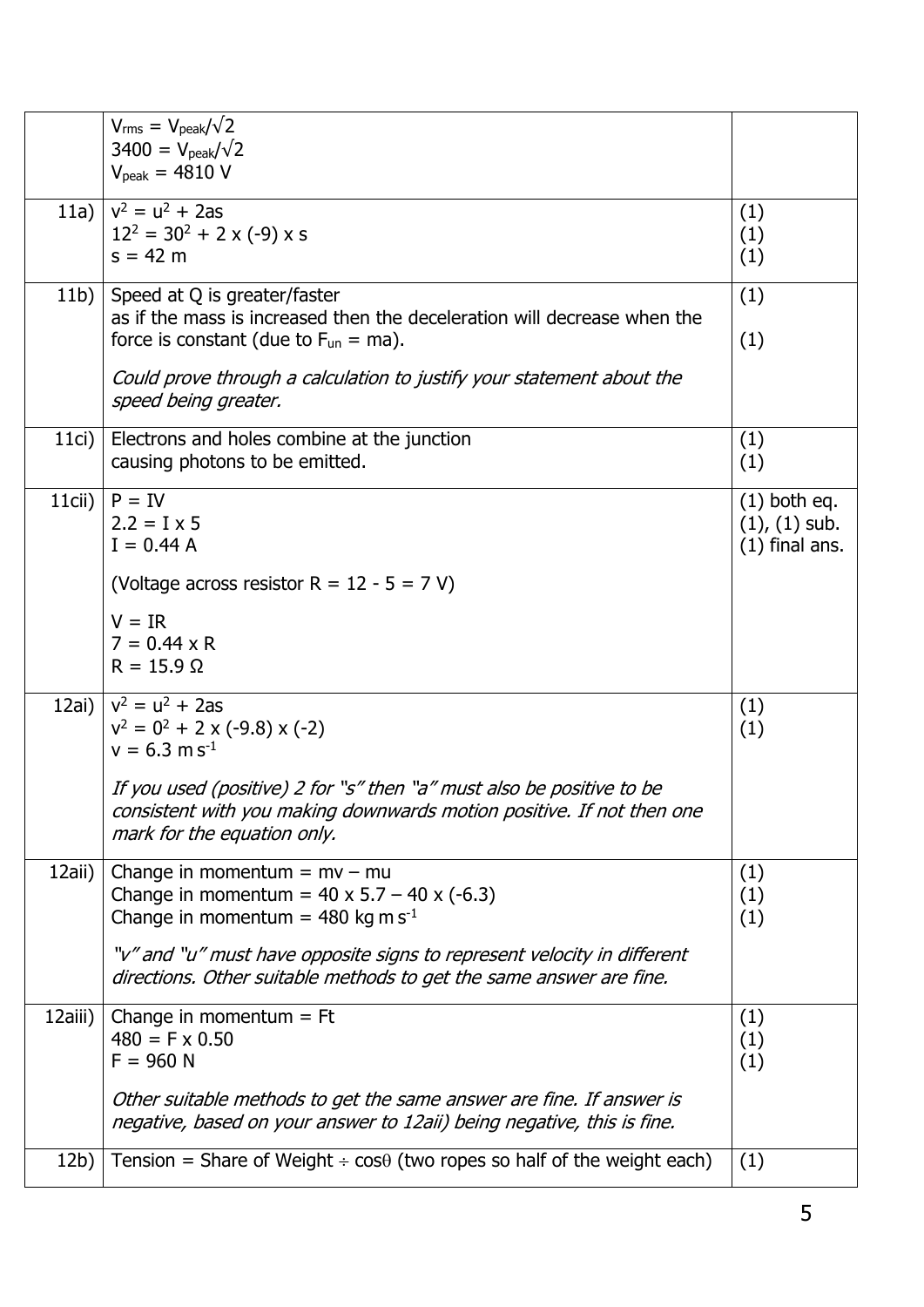| | | |
|---|---|---|
| | $V_{rms} = V_{peak}/\sqrt{2}$<br>$3400 = V_{peak}/\sqrt{2}$<br>$V_{peak} = 4810$ V | |
| 11a) | $v^2 = u^2 + 2as$<br>$12^2 = 30^2 + 2 \times (-9) \times s$<br>$s = 42$ m | (1)<br>(1)<br>(1) |
| 11b) | Speed at Q is greater/faster<br>as if the mass is increased then the deceleration will decrease when the force is constant (due to $F_{un} = ma$).<br><br>*Could prove through a calculation to justify your statement about the speed being greater.* | (1)<br><br>(1) |
| 11ci) | Electrons and holes combine at the junction<br>causing photons to be emitted. | (1)<br>(1) |
| 11cii) | $P = IV$<br>$2.2 = I \times 5$<br>$I = 0.44$ A<br><br>(Voltage across resistor $R = 12 - 5 = 7$ V)<br><br>$V = IR$<br>$7 = 0.44 \times R$<br>$R = 15.9\ \Omega$ | (1) both eq.<br>(1), (1) sub.<br>(1) final ans. |
| 12ai) | $v^2 = u^2 + 2as$<br>$v^2 = 0^2 + 2 \times (-9.8) \times (-2)$<br>$v = 6.3$ m s$^{-1}$<br><br>*If you used (positive) 2 for "s" then "a" must also be positive to be consistent with you making downwards motion positive. If not then one mark for the equation only.* | (1)<br>(1) |
| 12aii) | Change in momentum = mv – mu<br>Change in momentum = $40 \times 5.7 - 40 \times (-6.3)$<br>Change in momentum = 480 kg m s$^{-1}$<br><br>*"v" and "u" must have opposite signs to represent velocity in different directions. Other suitable methods to get the same answer are fine.* | (1)<br>(1)<br>(1) |
| 12aiii) | Change in momentum = Ft<br>$480 = F \times 0.50$<br>$F = 960$ N<br><br>*Other suitable methods to get the same answer are fine. If answer is negative, based on your answer to 12aii) being negative, this is fine.* | (1)<br>(1)<br>(1) |
| 12b) | Tension = Share of Weight $\div \cos\theta$ (two ropes so half of the weight each) | (1) |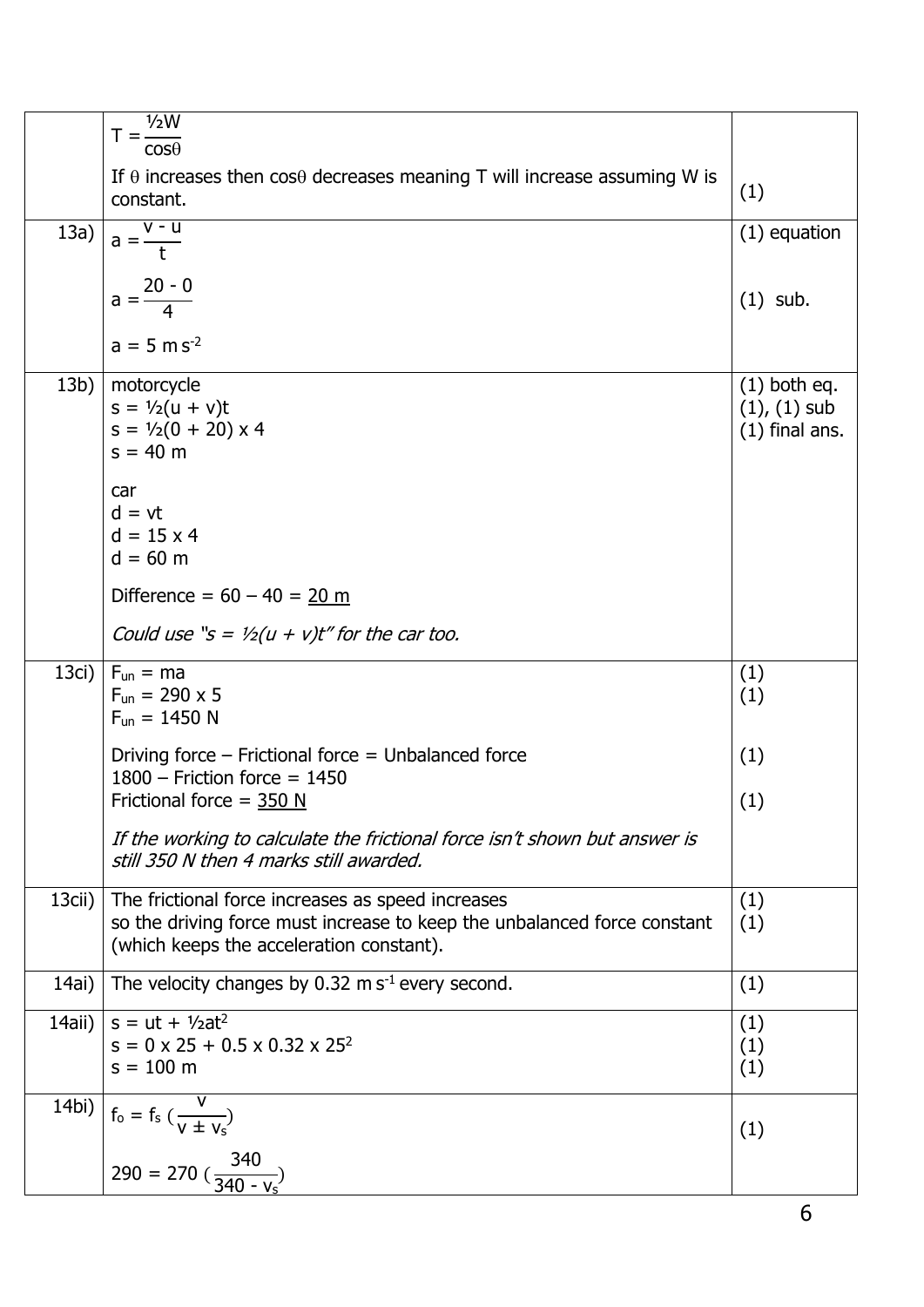| | | |
|---|---|---|
| | $T = \dfrac{½W}{\cos\theta}$<br><br>If $\theta$ increases then $\cos\theta$ decreases meaning T will increase assuming W is constant. | (1) |
| 13a) | $a = \dfrac{v - u}{t}$<br><br>$a = \dfrac{20 - 0}{4}$<br><br>$a = 5\ m\,s^{-2}$ | (1) equation<br><br>(1) sub. |
| 13b) | motorcycle<br>$s = ½(u + v)t$<br>$s = ½(0 + 20) \times 4$<br>$s = 40$ m<br><br>car<br>$d = vt$<br>$d = 15 \times 4$<br>$d = 60$ m<br><br>Difference = 60 – 40 = <u>20 m</u><br><br>*Could use "s = ½(u + v)t" for the car too.* | (1) both eq.<br>(1), (1) sub<br>(1) final ans. |
| 13ci) | $F_{un} = ma$<br>$F_{un} = 290 \times 5$<br>$F_{un} = 1450$ N<br><br>Driving force – Frictional force = Unbalanced force<br>1800 – Friction force = 1450<br>Frictional force = <u>350 N</u><br><br>*If the working to calculate the frictional force isn't shown but answer is still 350 N then 4 marks still awarded.* | (1)<br>(1)<br><br><br>(1)<br><br>(1) |
| 13cii) | The frictional force increases as speed increases<br>so the driving force must increase to keep the unbalanced force constant (which keeps the acceleration constant). | (1)<br>(1) |
| 14ai) | The velocity changes by $0.32\ m\,s^{-1}$ every second. | (1) |
| 14aii) | $s = ut + ½at^2$<br>$s = 0 \times 25 + 0.5 \times 0.32 \times 25^2$<br>$s = 100$ m | (1)<br>(1)<br>(1) |
| 14bi) | $f_o = f_s \left(\dfrac{v}{v \pm v_s}\right)$<br><br>$290 = 270 \left(\dfrac{340}{340 - v_s}\right)$ | (1) |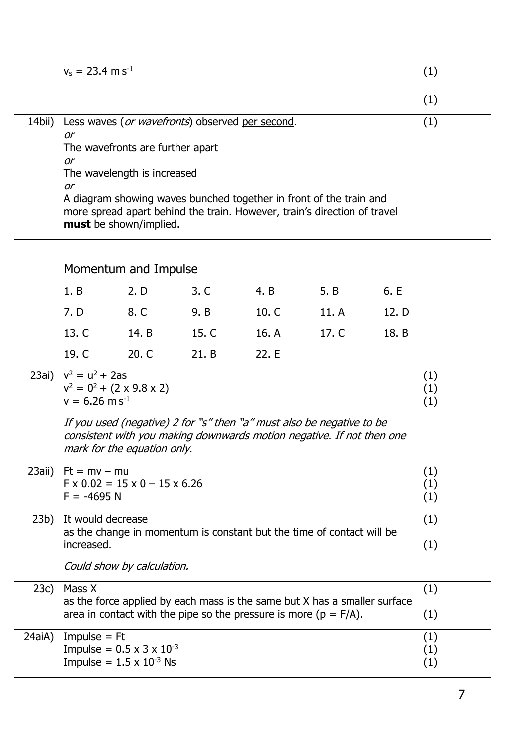| | | |
|---|---|---|
| | $v_s = 23.4 \text{ m s}^{-1}$ | (1)<br><br>(1) |
| 14bii) | Less waves (*or wavefronts*) observed per second.<br>*or*<br>The wavefronts are further apart<br>*or*<br>The wavelength is increased<br>*or*<br>A diagram showing waves bunched together in front of the train and more spread apart behind the train. However, train's direction of travel **must** be shown/implied. | (1) |

## Momentum and Impulse

| | | | | | |
|---|---|---|---|---|---|
| 1. B | 2. D | 3. C | 4. B | 5. B | 6. E |
| 7. D | 8. C | 9. B | 10. C | 11. A | 12. D |
| 13. C | 14. B | 15. C | 16. A | 17. C | 18. B |
| 19. C | 20. C | 21. B | 22. E | | |

| | | |
|---|---|---|
| 23ai) | $v^2 = u^2 + 2as$<br>$v^2 = 0^2 + (2 \times 9.8 \times 2)$<br>$v = 6.26 \text{ m s}^{-1}$<br><br>*If you used (negative) 2 for "s" then "a" must also be negative to be consistent with you making downwards motion negative. If not then one mark for the equation only.* | (1)<br>(1)<br>(1) |
| 23aii) | $Ft = mv - mu$<br>$F \times 0.02 = 15 \times 0 - 15 \times 6.26$<br>$F = -4695 \text{ N}$ | (1)<br>(1)<br>(1) |
| 23b) | It would decrease<br>as the change in momentum is constant but the time of contact will be increased.<br><br>*Could show by calculation.* | (1)<br><br>(1) |
| 23c) | Mass X<br>as the force applied by each mass is the same but X has a smaller surface area in contact with the pipe so the pressure is more ($p = F/A$). | (1)<br><br>(1) |
| 24aiA) | Impulse = $Ft$<br>Impulse = $0.5 \times 3 \times 10^{-3}$<br>Impulse = $1.5 \times 10^{-3}$ Ns | (1)<br>(1)<br>(1) |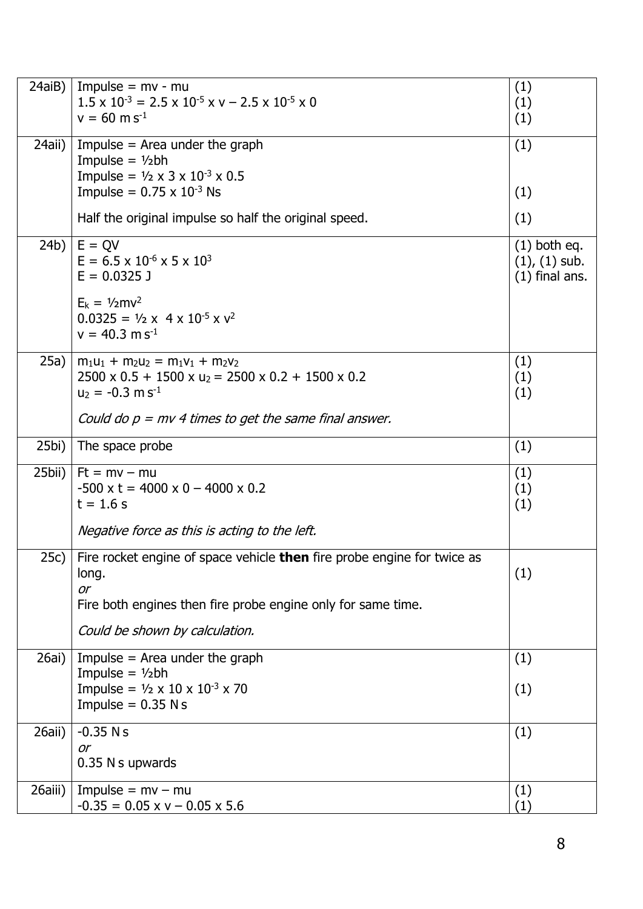| | | |
|---|---|---|
| 24aiB) | Impulse = mv - mu<br>$1.5 \times 10^{-3} = 2.5 \times 10^{-5} \times v - 2.5 \times 10^{-5} \times 0$<br>$v = 60 \text{ m s}^{-1}$ | (1)<br>(1)<br>(1) |
| 24aii) | Impulse = Area under the graph<br>Impulse = ½bh<br>Impulse = $\frac{1}{2} \times 3 \times 10^{-3} \times 0.5$<br>Impulse = $0.75 \times 10^{-3}$ Ns<br><br>Half the original impulse so half the original speed. | (1)<br><br><br>(1)<br><br>(1) |
| 24b) | $E = QV$<br>$E = 6.5 \times 10^{-6} \times 5 \times 10^{3}$<br>$E = 0.0325$ J<br><br>$E_k = \frac{1}{2}mv^2$<br>$0.0325 = \frac{1}{2} \times 4 \times 10^{-5} \times v^2$<br>$v = 40.3 \text{ m s}^{-1}$ | (1) both eq.<br>(1), (1) sub.<br>(1) final ans. |
| 25a) | $m_1u_1 + m_2u_2 = m_1v_1 + m_2v_2$<br>$2500 \times 0.5 + 1500 \times u_2 = 2500 \times 0.2 + 1500 \times 0.2$<br>$u_2 = -0.3 \text{ m s}^{-1}$<br><br>*Could do p = mv 4 times to get the same final answer.* | (1)<br>(1)<br>(1) |
| 25bi) | The space probe | (1) |
| 25bii) | $Ft = mv - mu$<br>$-500 \times t = 4000 \times 0 - 4000 \times 0.2$<br>$t = 1.6$ s<br><br>*Negative force as this is acting to the left.* | (1)<br>(1)<br>(1) |
| 25c) | Fire rocket engine of space vehicle **then** fire probe engine for twice as long.<br>*or*<br>Fire both engines then fire probe engine only for same time.<br><br>*Could be shown by calculation.* | (1) |
| 26ai) | Impulse = Area under the graph<br>Impulse = ½bh<br>Impulse = $\frac{1}{2} \times 10 \times 10^{-3} \times 70$<br>Impulse = 0.35 N s | (1)<br><br>(1) |
| 26aii) | -0.35 N s<br>*or*<br>0.35 N s upwards | (1) |
| 26aiii) | Impulse = mv – mu<br>$-0.35 = 0.05 \times v - 0.05 \times 5.6$ | (1)<br>(1) |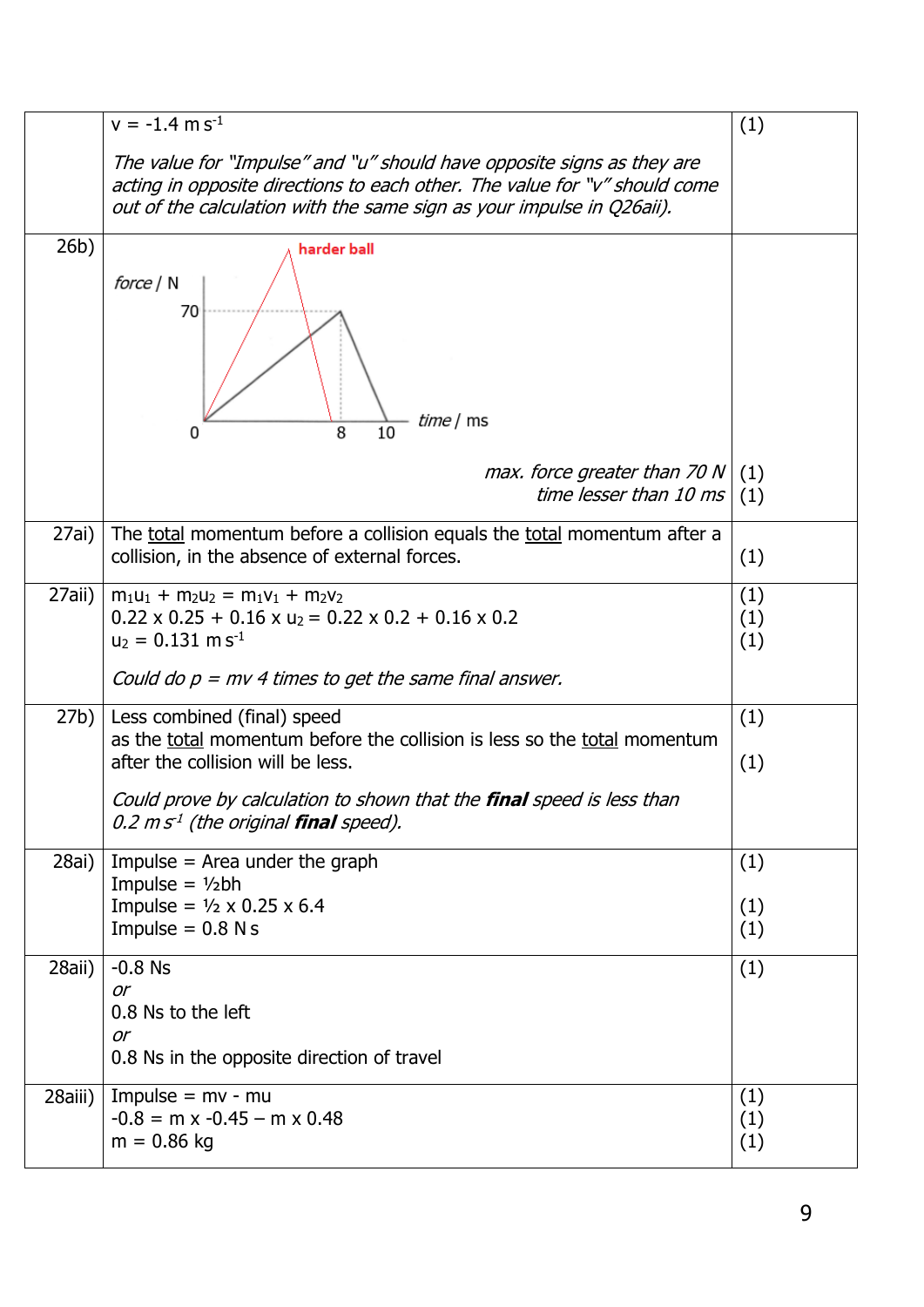| | | |
|---|---|---|
| | $v = -1.4\ m\,s^{-1}$ <br><br> *The value for "Impulse" and "u" should have opposite signs as they are acting in opposite directions to each other. The value for "v" should come out of the calculation with the same sign as your impulse in Q26aii).* | (1) |
| 26b) | harder ball <br> force / N <br> 70 <br> 0 8 10 time / ms <br><br> *max. force greater than 70 N* <br> *time lesser than 10 ms* | <br><br><br><br><br>(1)<br>(1) |
| 27ai) | The <u>total</u> momentum before a collision equals the <u>total</u> momentum after a collision, in the absence of external forces. | (1) |
| 27aii) | $m_1u_1 + m_2u_2 = m_1v_1 + m_2v_2$ <br> $0.22 \times 0.25 + 0.16 \times u_2 = 0.22 \times 0.2 + 0.16 \times 0.2$ <br> $u_2 = 0.131\ m\,s^{-1}$ <br><br> *Could do p = mv 4 times to get the same final answer.* | (1)<br>(1)<br>(1) |
| 27b) | Less combined (final) speed <br> as the <u>total</u> momentum before the collision is less so the <u>total</u> momentum after the collision will be less. <br><br> *Could prove by calculation to shown that the **final** speed is less than $0.2\ m\,s^{-1}$ (the original **final** speed).* | (1)<br><br>(1) |
| 28ai) | Impulse = Area under the graph <br> Impulse = ½bh <br> Impulse = ½ x 0.25 x 6.4 <br> Impulse = 0.8 N s | (1)<br><br>(1)<br>(1) |
| 28aii) | -0.8 Ns <br> *or* <br> 0.8 Ns to the left <br> *or* <br> 0.8 Ns in the opposite direction of travel | (1) |
| 28aiii) | Impulse = mv - mu <br> -0.8 = m x -0.45 – m x 0.48 <br> m = 0.86 kg | (1)<br>(1)<br>(1) |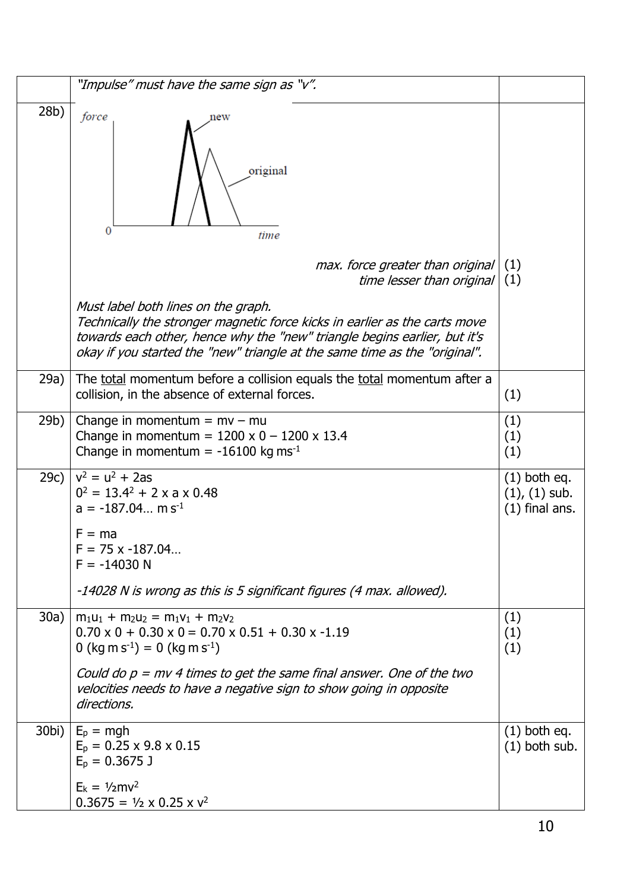| | | |
|---|---|---|
| | *"Impulse" must have the same sign as "v".* | |
| 28b) | *force* / *time* graph with "new" and "original" triangles<br><br>*max. force greater than original*<br>*time lesser than original*<br><br>*Must label both lines on the graph.*<br>*Technically the stronger magnetic force kicks in earlier as the carts move towards each other, hence why the "new" triangle begins earlier, but it's okay if you started the "new" triangle at the same time as the "original".* | (1)<br>(1) |
| 29a) | The <u>total</u> momentum before a collision equals the <u>total</u> momentum after a collision, in the absence of external forces. | (1) |
| 29b) | Change in momentum = mv – mu<br>Change in momentum = 1200 x 0 – 1200 x 13.4<br>Change in momentum = -16100 kg $ms^{-1}$ | (1)<br>(1)<br>(1) |
| 29c) | $v^2 = u^2 + 2as$<br>$0^2 = 13.4^2 + 2 \times a \times 0.48$<br>a = -187.04… m $s^{-1}$<br><br>F = ma<br>F = 75 x -187.04…<br>F = -14030 N<br><br>*-14028 N is wrong as this is 5 significant figures (4 max. allowed).* | (1) both eq.<br>(1), (1) sub.<br>(1) final ans. |
| 30a) | $m_1u_1 + m_2u_2 = m_1v_1 + m_2v_2$<br>0.70 x 0 + 0.30 x 0 = 0.70 x 0.51 + 0.30 x -1.19<br>0 (kg m $s^{-1}$) = 0 (kg m $s^{-1}$)<br><br>*Could do p = mv 4 times to get the same final answer. One of the two velocities needs to have a negative sign to show going in opposite directions.* | (1)<br>(1)<br>(1) |
| 30bi) | $E_p = mgh$<br>$E_p$ = 0.25 x 9.8 x 0.15<br>$E_p$ = 0.3675 J<br><br>$E_k = ½mv^2$<br>0.3675 = ½ x 0.25 x $v^2$ | (1) both eq.<br>(1) both sub. |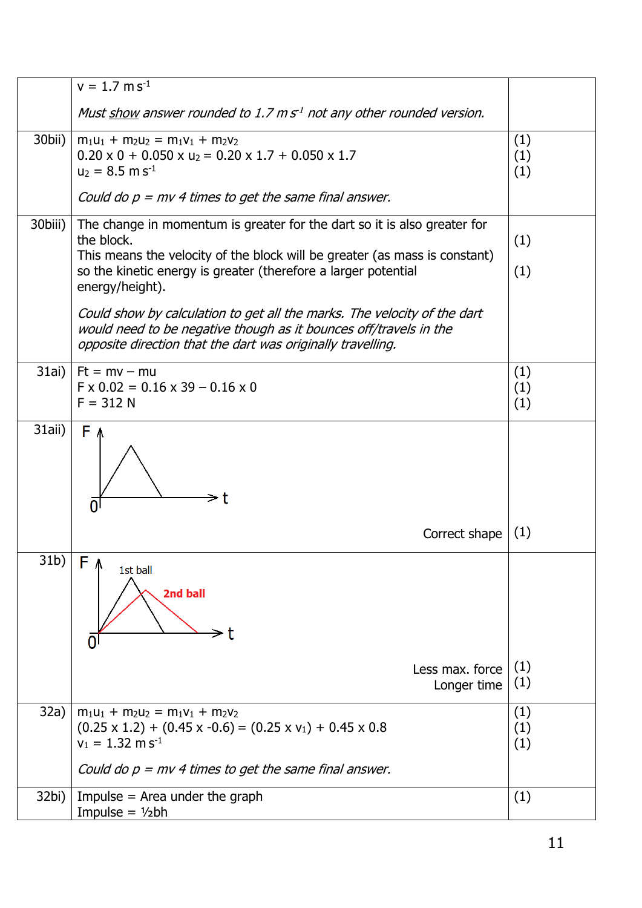| | | |
|---|---|---|
| | $v = 1.7\ m\,s^{-1}$<br><br>*Must show answer rounded to 1.7 m s<sup></sup>-1 not any other rounded version.* | |
| 30bii) | $m_1u_1 + m_2u_2 = m_1v_1 + m_2v_2$<br>$0.20 \times 0 + 0.050 \times u_2 = 0.20 \times 1.7 + 0.050 \times 1.7$<br>$u_2 = 8.5\ m\,s^{-1}$<br><br>*Could do p = mv 4 times to get the same final answer.* | (1)<br>(1)<br>(1) |
| 30biii) | The change in momentum is greater for the dart so it is also greater for the block.<br>This means the velocity of the block will be greater (as mass is constant) so the kinetic energy is greater (therefore a larger potential energy/height).<br><br>*Could show by calculation to get all the marks. The velocity of the dart would need to be negative though as it bounces off/travels in the opposite direction that the dart was originally travelling.* | (1)<br><br>(1) |
| 31ai) | $Ft = mv - mu$<br>$F \times 0.02 = 0.16 \times 39 - 0.16 \times 0$<br>$F = 312\ N$ | (1)<br>(1)<br>(1) |
| 31aii) | F–t graph (triangle shape)<br><br>Correct shape | (1) |
| 31b) | F–t graph: 1st ball, 2nd ball<br><br>Less max. force<br>Longer time | (1)<br>(1) |
| 32a) | $m_1u_1 + m_2u_2 = m_1v_1 + m_2v_2$<br>$(0.25 \times 1.2) + (0.45 \times -0.6) = (0.25 \times v_1) + 0.45 \times 0.8$<br>$v_1 = 1.32\ m\,s^{-1}$<br><br>*Could do p = mv 4 times to get the same final answer.* | (1)<br>(1)<br>(1) |
| 32bi) | Impulse = Area under the graph<br>Impulse = ½bh | (1) |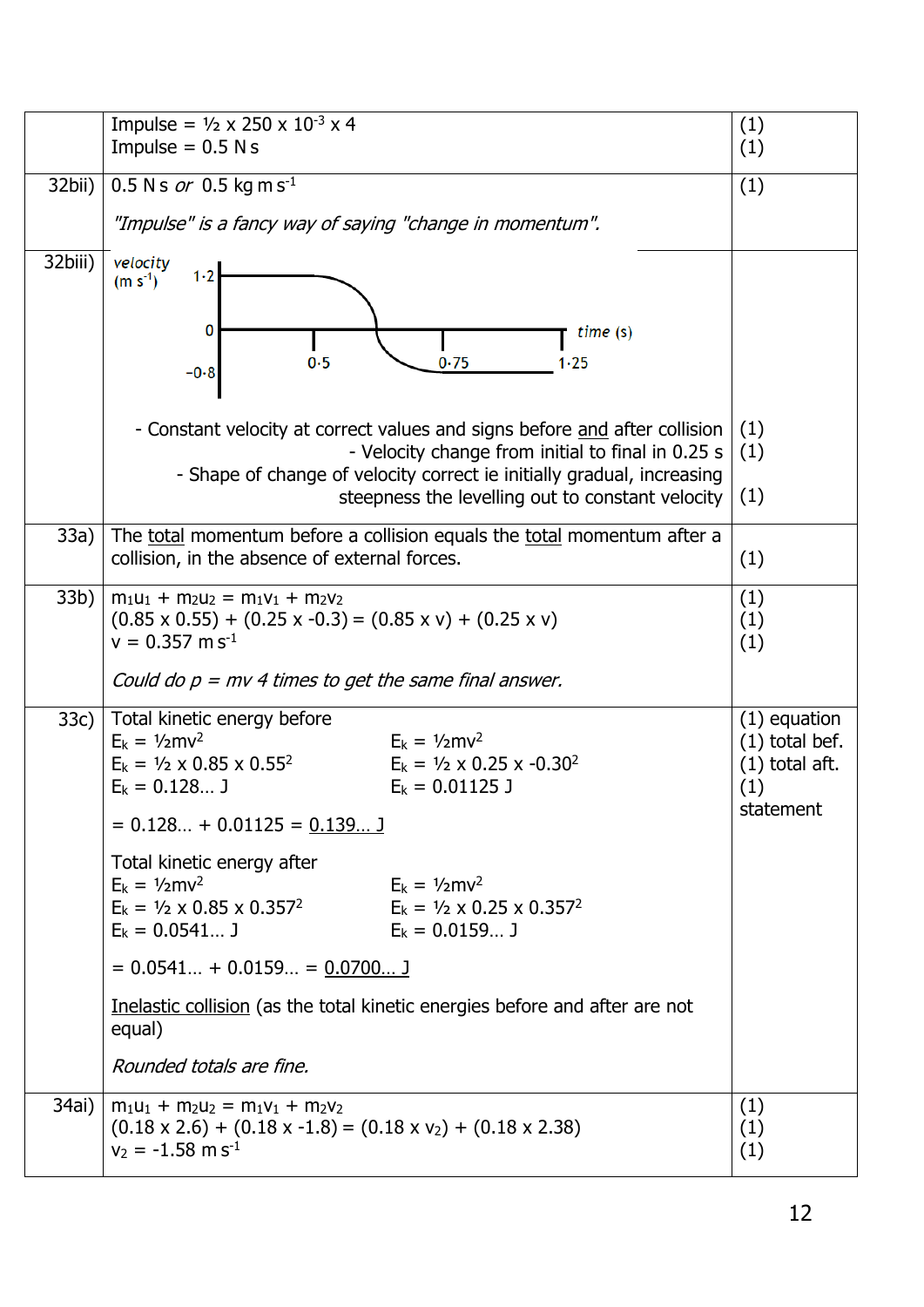| | | |
|---|---|---|
| | Impulse = ½ x 250 x $10^{-3}$ x 4<br>Impulse = 0.5 N s | (1)<br>(1) |
| 32bii) | 0.5 N s *or* 0.5 kg m $s^{-1}$<br><br>*"Impulse" is a fancy way of saying "change in momentum".* | (1) |
| 32biii) | velocity (m $s^{-1}$) 1·2, 0, −0·8; time (s) 0·5, 0·75, 1·25<br><br>- Constant velocity at correct values and signs before and after collision<br>- Velocity change from initial to final in 0.25 s<br>- Shape of change of velocity correct ie initially gradual, increasing steepness the levelling out to constant velocity | (1)<br>(1)<br>(1) |
| 33a) | The total momentum before a collision equals the total momentum after a collision, in the absence of external forces. | (1) |
| 33b) | $m_1u_1 + m_2u_2 = m_1v_1 + m_2v_2$<br>(0.85 x 0.55) + (0.25 x -0.3) = (0.85 x v) + (0.25 x v)<br>v = 0.357 m $s^{-1}$<br><br>*Could do p = mv 4 times to get the same final answer.* | (1)<br>(1)<br>(1) |
| 33c) | Total kinetic energy before<br>$E_k = ½mv^2$ &nbsp;&nbsp;&nbsp; $E_k = ½mv^2$<br>$E_k$ = ½ x 0.85 x $0.55^2$ &nbsp;&nbsp;&nbsp; $E_k$ = ½ x 0.25 x $-0.30^2$<br>$E_k$ = 0.128… J &nbsp;&nbsp;&nbsp; $E_k$ = 0.01125 J<br><br>= 0.128… + 0.01125 = 0.139… J<br><br>Total kinetic energy after<br>$E_k = ½mv^2$ &nbsp;&nbsp;&nbsp; $E_k = ½mv^2$<br>$E_k$ = ½ x 0.85 x $0.357^2$ &nbsp;&nbsp;&nbsp; $E_k$ = ½ x 0.25 x $0.357^2$<br>$E_k$ = 0.0541… J &nbsp;&nbsp;&nbsp; $E_k$ = 0.0159… J<br><br>= 0.0541… + 0.0159… = 0.0700… J<br><br>Inelastic collision (as the total kinetic energies before and after are not equal)<br><br>*Rounded totals are fine.* | (1) equation<br>(1) total bef.<br>(1) total aft.<br>(1) statement |
| 34ai) | $m_1u_1 + m_2u_2 = m_1v_1 + m_2v_2$<br>(0.18 x 2.6) + (0.18 x -1.8) = (0.18 x $v_2$) + (0.18 x 2.38)<br>$v_2$ = -1.58 m $s^{-1}$ | (1)<br>(1)<br>(1) |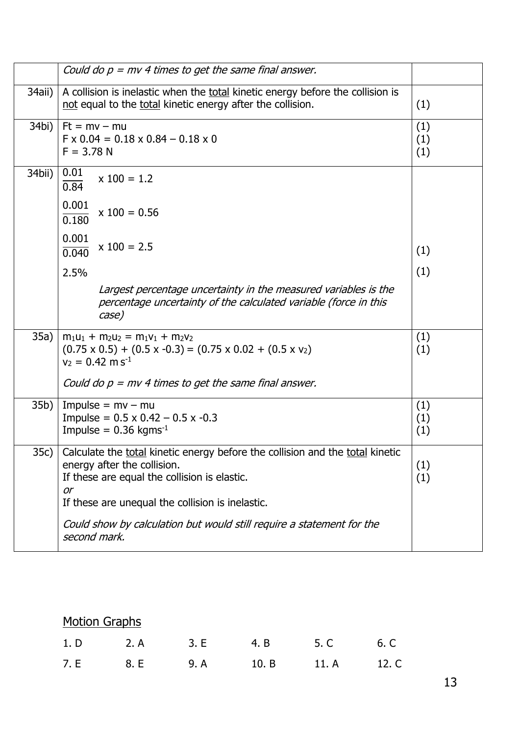| | | |
|---|---|---|
| | *Could do $p = mv$ 4 times to get the same final answer.* | |
| 34aii) | A collision is inelastic when the total kinetic energy before the collision is not equal to the total kinetic energy after the collision. | (1) |
| 34bi) | $Ft = mv - mu$<br>$F \times 0.04 = 0.18 \times 0.84 - 0.18 \times 0$<br>$F = 3.78$ N | (1)<br>(1)<br>(1) |
| 34bii) | $\frac{0.01}{0.84} \times 100 = 1.2$<br>$\frac{0.001}{0.180} \times 100 = 0.56$<br>$\frac{0.001}{0.040} \times 100 = 2.5$<br>2.5%<br>*Largest percentage uncertainty in the measured variables is the percentage uncertainty of the calculated variable (force in this case)* | (1)<br>(1) |
| 35a) | $m_1u_1 + m_2u_2 = m_1v_1 + m_2v_2$<br>$(0.75 \times 0.5) + (0.5 \times -0.3) = (0.75 \times 0.02 + (0.5 \times v_2)$<br>$v_2 = 0.42$ m s$^{-1}$<br>*Could do $p = mv$ 4 times to get the same final answer.* | (1)<br>(1) |
| 35b) | Impulse = $mv - mu$<br>Impulse = $0.5 \times 0.42 - 0.5 \times -0.3$<br>Impulse = 0.36 kgms$^{-1}$ | (1)<br>(1)<br>(1) |
| 35c) | Calculate the total kinetic energy before the collision and the total kinetic energy after the collision.<br>If these are equal the collision is elastic.<br>*or*<br>If these are unequal the collision is inelastic.<br>*Could show by calculation but would still require a statement for the second mark.* | (1)<br>(1) |

## Motion Graphs

| | | | | | |
|---|---|---|---|---|---|
| 1. D | 2. A | 3. E | 4. B | 5. C | 6. C |
| 7. E | 8. E | 9. A | 10. B | 11. A | 12. C |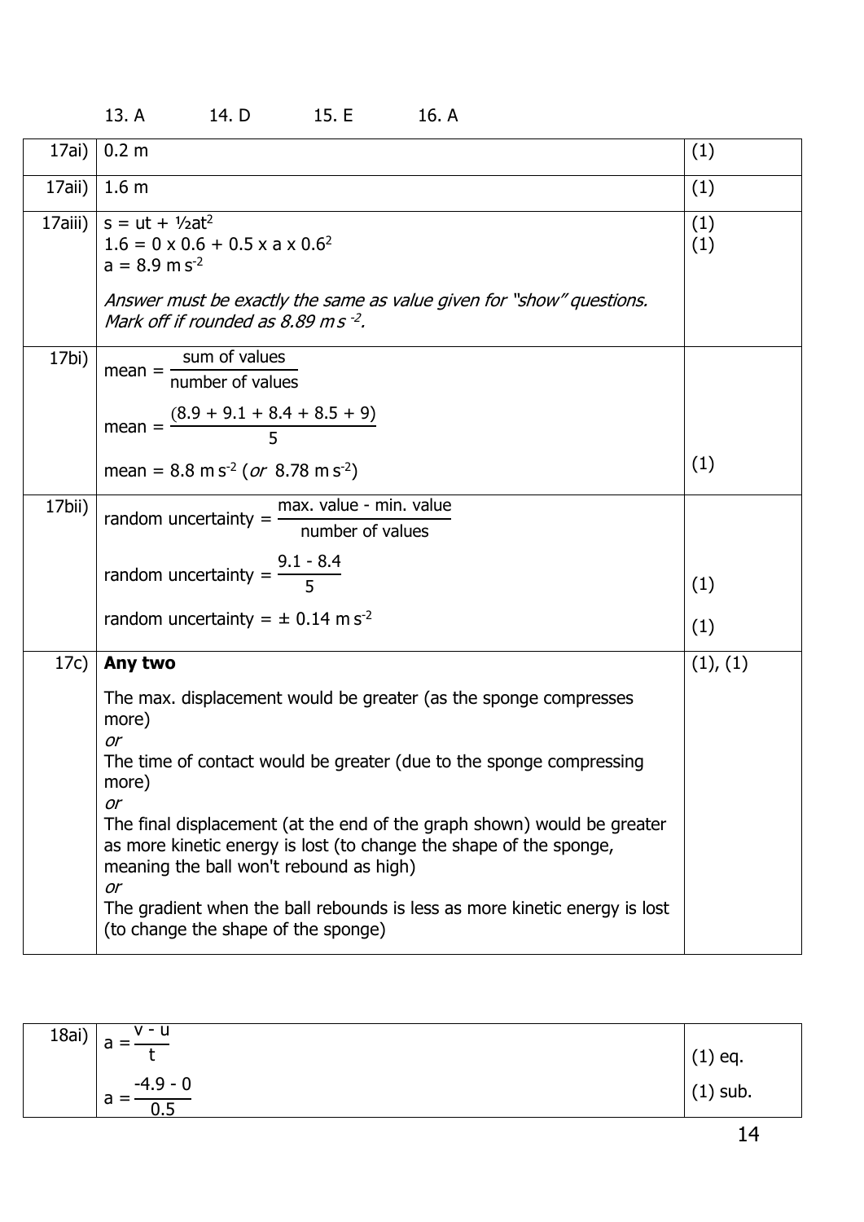13. A  14. D  15. E  16. A

| | | |
|---|---|---|
| 17ai) | 0.2 m | (1) |
| 17aii) | 1.6 m | (1) |
| 17aiii) | $s = ut + ½at^2$<br>$1.6 = 0 \times 0.6 + 0.5 \times a \times 0.6^2$<br>$a = 8.9\ m\,s^{-2}$<br><br>*Answer must be exactly the same as value given for "show" questions. Mark off if rounded as 8.89 $m\,s^{-2}$.* | (1)<br>(1) |
| 17bi) | $\text{mean} = \frac{\text{sum of values}}{\text{number of values}}$<br><br>$\text{mean} = \frac{(8.9 + 9.1 + 8.4 + 8.5 + 9)}{5}$<br><br>mean = 8.8 $m\,s^{-2}$ (*or* 8.78 $m\,s^{-2}$) | (1) |
| 17bii) | $\text{random uncertainty} = \frac{\text{max. value - min. value}}{\text{number of values}}$<br><br>$\text{random uncertainty} = \frac{9.1 - 8.4}{5}$<br><br>random uncertainty = ± 0.14 $m\,s^{-2}$ | (1)<br><br>(1) |
| 17c) | **Any two**<br><br>The max. displacement would be greater (as the sponge compresses more)<br>*or*<br>The time of contact would be greater (due to the sponge compressing more)<br>*or*<br>The final displacement (at the end of the graph shown) would be greater as more kinetic energy is lost (to change the shape of the sponge, meaning the ball won't rebound as high)<br>*or*<br>The gradient when the ball rebounds is less as more kinetic energy is lost (to change the shape of the sponge) | (1), (1) |

| | | |
|---|---|---|
| 18ai) | $a = \frac{v - u}{t}$<br><br>$a = \frac{-4.9 - 0}{0.5}$ | (1) eq.<br><br>(1) sub. |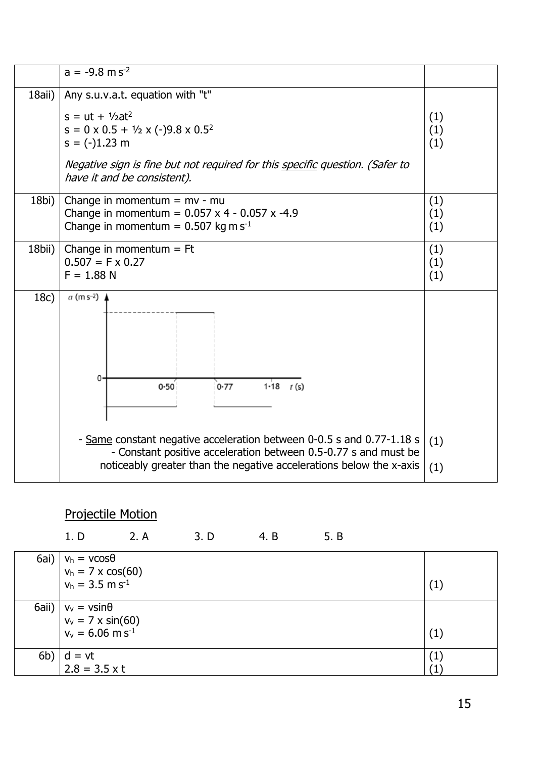|  |  |  |
| --- | --- | --- |
|  | $a = -9.8 \text{ m s}^{-2}$ |  |
| 18aii) | Any s.u.v.a.t. equation with "t"<br><br>$s = ut + \frac{1}{2}at^2$<br>$s = 0 \times 0.5 + \frac{1}{2} \times (-)9.8 \times 0.5^2$<br>$s = (-)1.23 \text{ m}$<br><br>*Negative sign is fine but not required for this specific question. (Safer to have it and be consistent).* | <br><br>(1)<br>(1)<br>(1) |
| 18bi) | Change in momentum = mv - mu<br>Change in momentum = $0.057 \times 4 - 0.057 \times -4.9$<br>Change in momentum = $0.507 \text{ kg m s}^{-1}$ | (1)<br>(1)<br>(1) |
| 18bii) | Change in momentum = Ft<br>$0.507 = F \times 0.27$<br>$F = 1.88 \text{ N}$ | (1)<br>(1)<br>(1) |
| 18c) | Graph: $a$ (m s$^{-2}$) against $t$ (s), with marks at 0·50, 0·77, 1·18<br><br>- Same constant negative acceleration between 0-0.5 s and 0.77-1.18 s<br>- Constant positive acceleration between 0.5-0.77 s and must be noticeably greater than the negative accelerations below the x-axis | <br><br>(1)<br><br>(1) |

## Projectile Motion

1. D 2. A 3. D 4. B 5. B

|  |  |  |
| --- | --- | --- |
| 6ai) | $v_h = v\cos\theta$<br>$v_h = 7 \times \cos(60)$<br>$v_h = 3.5 \text{ m s}^{-1}$ | <br><br>(1) |
| 6aii) | $v_v = v\sin\theta$<br>$v_v = 7 \times \sin(60)$<br>$v_v = 6.06 \text{ m s}^{-1}$ | <br><br>(1) |
| 6b) | $d = vt$<br>$2.8 = 3.5 \times t$ | (1)<br>(1) |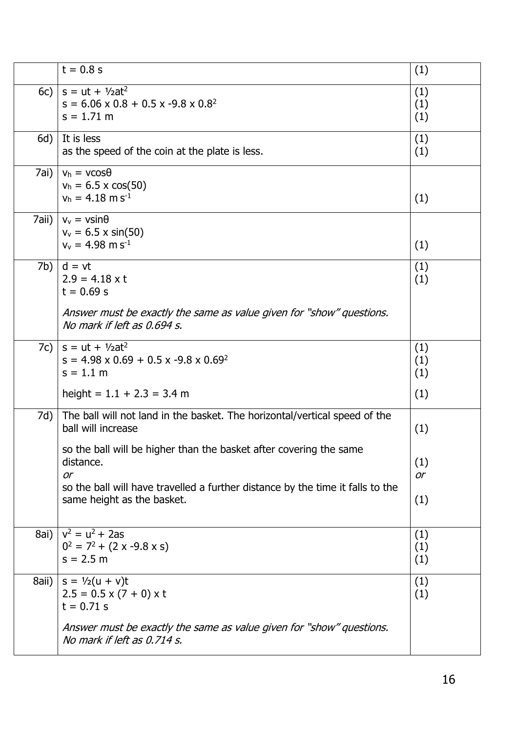| | | |
|---|---|---|
| | $t = 0.8$ s | (1) |
| 6c) | $s = ut + ½at^2$<br>$s = 6.06 \times 0.8 + 0.5 \times -9.8 \times 0.8^2$<br>$s = 1.71$ m | (1)<br>(1)<br>(1) |
| 6d) | It is less<br>as the speed of the coin at the plate is less. | (1)<br>(1) |
| 7ai) | $v_h = v\cos\theta$<br>$v_h = 6.5 \times \cos(50)$<br>$v_h = 4.18$ m s$^{-1}$ | <br><br>(1) |
| 7aii) | $v_v = v\sin\theta$<br>$v_v = 6.5 \times \sin(50)$<br>$v_v = 4.98$ m s$^{-1}$ | <br><br>(1) |
| 7b) | $d = vt$<br>$2.9 = 4.18 \times t$<br>$t = 0.69$ s<br><br>*Answer must be exactly the same as value given for "show" questions. No mark if left as 0.694 s.* | (1)<br>(1) |
| 7c) | $s = ut + ½at^2$<br>$s = 4.98 \times 0.69 + 0.5 \times -9.8 \times 0.69^2$<br>$s = 1.1$ m<br><br>height $= 1.1 + 2.3 = 3.4$ m | (1)<br>(1)<br>(1)<br><br>(1) |
| 7d) | The ball will not land in the basket. The horizontal/vertical speed of the ball will increase<br><br>so the ball will be higher than the basket after covering the same distance.<br>*or*<br>so the ball will have travelled a further distance by the time it falls to the same height as the basket. | (1)<br><br>(1)<br>*or*<br>(1) |
| 8ai) | $v^2 = u^2 + 2as$<br>$0^2 = 7^2 + (2 \times -9.8 \times s)$<br>$s = 2.5$ m | (1)<br>(1)<br>(1) |
| 8aii) | $s = ½(u + v)t$<br>$2.5 = 0.5 \times (7 + 0) \times t$<br>$t = 0.71$ s<br><br>*Answer must be exactly the same as value given for "show" questions. No mark if left as 0.714 s.* | (1)<br>(1) |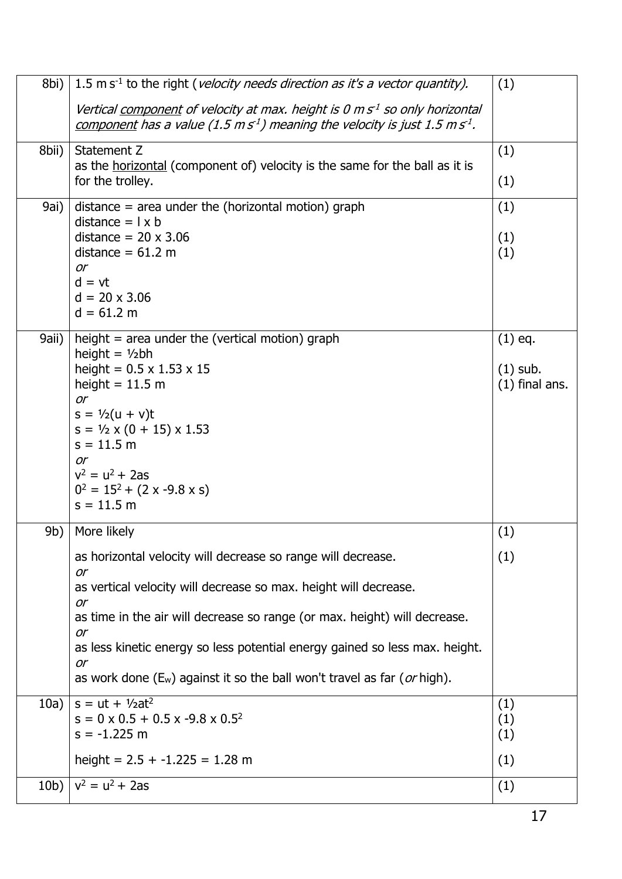| | | |
|---|---|---|
| 8bi) | 1.5 m $s^{-1}$ to the right (*velocity needs direction as it's a vector quantity).*<br><br>*Vertical <u>component</u> of velocity at max. height is 0 m $s^{-1}$ so only horizontal <u>component</u> has a value (1.5 m $s^{-1}$) meaning the velocity is just 1.5 m $s^{-1}$.* | (1) |
| 8bii) | Statement Z<br>as the <u>horizontal</u> (component of) velocity is the same for the ball as it is for the trolley. | (1)<br><br>(1) |
| 9ai) | distance = area under the (horizontal motion) graph<br>distance = l x b<br>distance = 20 x 3.06<br>distance = 61.2 m<br>*or*<br>d = vt<br>d = 20 x 3.06<br>d = 61.2 m | (1)<br><br>(1)<br>(1) |
| 9aii) | height = area under the (vertical motion) graph<br>height = ½bh<br>height = 0.5 x 1.53 x 15<br>height = 11.5 m<br>*or*<br>s = ½(u + v)t<br>s = ½ x (0 + 15) x 1.53<br>s = 11.5 m<br>*or*<br>$v^2 = u^2 + 2as$<br>$0^2 = 15^2 + (2 \times -9.8 \times s)$<br>s = 11.5 m | (1) eq.<br><br>(1) sub.<br>(1) final ans. |
| 9b) | More likely<br><br>as horizontal velocity will decrease so range will decrease.<br>*or*<br>as vertical velocity will decrease so max. height will decrease.<br>*or*<br>as time in the air will decrease so range (or max. height) will decrease.<br>*or*<br>as less kinetic energy so less potential energy gained so less max. height.<br>*or*<br>as work done ($E_w$) against it so the ball won't travel as far (*or* high). | (1)<br><br>(1) |
| 10a) | s = ut + ½$at^2$<br>s = 0 x 0.5 + 0.5 x -9.8 x $0.5^2$<br>s = -1.225 m<br><br>height = 2.5 + -1.225 = 1.28 m | (1)<br>(1)<br>(1)<br><br>(1) |
| 10b) | $v^2 = u^2 + 2as$ | (1) |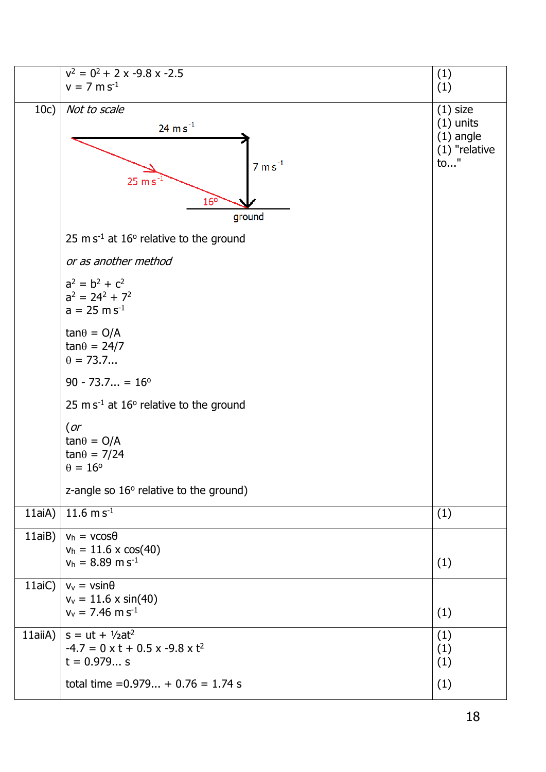| | | |
|---|---|---|
| | $v^2 = 0^2 + 2 \times -9.8 \times -2.5$<br>$v = 7\ \text{m s}^{-1}$ | (1)<br>(1) |
| 10c) | *Not to scale*<br><br>24 m s⁻¹ (horizontal), 7 m s⁻¹ (vertical), 25 m s⁻¹ (resultant), 16°, ground<br><br>25 m s$^{-1}$ at 16° relative to the ground<br><br>*or as another method*<br><br>$a^2 = b^2 + c^2$<br>$a^2 = 24^2 + 7^2$<br>$a = 25\ \text{m s}^{-1}$<br><br>$\tan\theta = O/A$<br>$\tan\theta = 24/7$<br>$\theta = 73.7...$<br><br>$90 - 73.7... = 16°$<br><br>25 m s$^{-1}$ at 16° relative to the ground<br><br>(*or*<br>$\tan\theta = O/A$<br>$\tan\theta = 7/24$<br>$\theta = 16°$<br><br>z-angle so 16° relative to the ground) | (1) size<br>(1) units<br>(1) angle<br>(1) "relative to..." |
| 11aiA) | 11.6 m s$^{-1}$ | (1) |
| 11aiB) | $v_h = v\cos\theta$<br>$v_h = 11.6 \times \cos(40)$<br>$v_h = 8.89\ \text{m s}^{-1}$ | <br><br>(1) |
| 11aiC) | $v_v = v\sin\theta$<br>$v_v = 11.6 \times \sin(40)$<br>$v_v = 7.46\ \text{m s}^{-1}$ | <br><br>(1) |
| 11aiiA) | $s = ut + ½at^2$<br>$-4.7 = 0 \times t + 0.5 \times -9.8 \times t^2$<br>$t = 0.979...\ \text{s}$<br><br>total time $= 0.979... + 0.76 = 1.74\ \text{s}$ | (1)<br>(1)<br>(1)<br><br>(1) |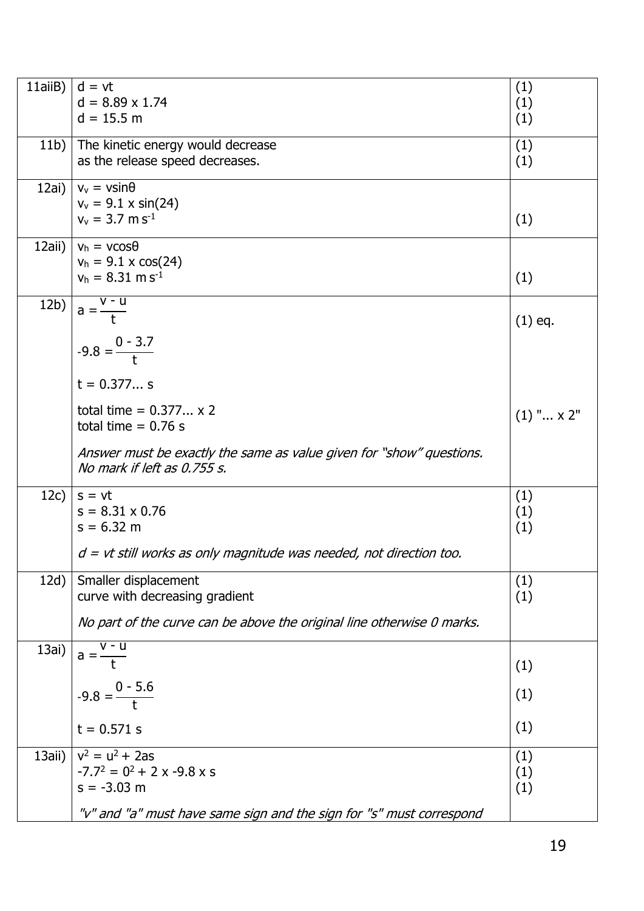| | | |
|---|---|---|
| 11aiiB) | $d = vt$<br>$d = 8.89 \times 1.74$<br>$d = 15.5$ m | (1)<br>(1)<br>(1) |
| 11b) | The kinetic energy would decrease<br>as the release speed decreases. | (1)<br>(1) |
| 12ai) | $v_v = v\sin\theta$<br>$v_v = 9.1 \times \sin(24)$<br>$v_v = 3.7$ m s$^{-1}$ | (1) |
| 12aii) | $v_h = v\cos\theta$<br>$v_h = 9.1 \times \cos(24)$<br>$v_h = 8.31$ m s$^{-1}$ | (1) |
| 12b) | $a = \frac{v - u}{t}$<br>$-9.8 = \frac{0 - 3.7}{t}$<br>$t = 0.377...$ s<br>total time = $0.377... \times 2$<br>total time = 0.76 s<br>*Answer must be exactly the same as value given for "show" questions. No mark if left as 0.755 s.* | (1) eq.<br>(1) "... x 2" |
| 12c) | $s = vt$<br>$s = 8.31 \times 0.76$<br>$s = 6.32$ m<br>*d = vt still works as only magnitude was needed, not direction too.* | (1)<br>(1)<br>(1) |
| 12d) | Smaller displacement<br>curve with decreasing gradient<br>*No part of the curve can be above the original line otherwise 0 marks.* | (1)<br>(1) |
| 13ai) | $a = \frac{v - u}{t}$<br>$-9.8 = \frac{0 - 5.6}{t}$<br>$t = 0.571$ s | (1)<br>(1)<br>(1) |
| 13aii) | $v^2 = u^2 + 2as$<br>$-7.7^2 = 0^2 + 2 \times -9.8 \times s$<br>$s = -3.03$ m<br>*"v" and "a" must have same sign and the sign for "s" must correspond* | (1)<br>(1)<br>(1) |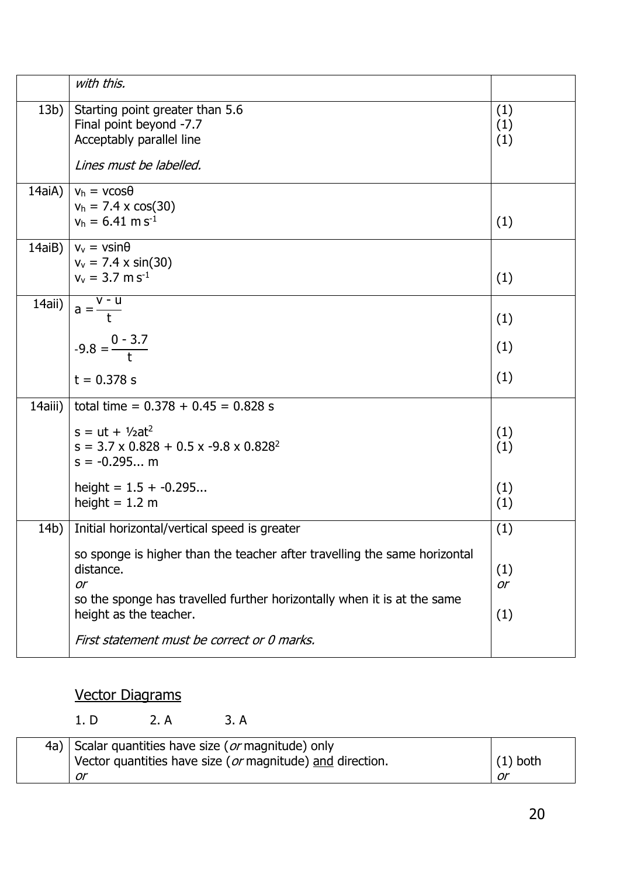| | | |
|---|---|---|
| | *with this.* | |
| 13b) | Starting point greater than 5.6<br>Final point beyond -7.7<br>Acceptably parallel line<br><br>*Lines must be labelled.* | (1)<br>(1)<br>(1) |
| 14aiA) | $v_h = v\cos\theta$<br>$v_h = 7.4 \times \cos(30)$<br>$v_h = 6.41 \text{ m s}^{-1}$ | (1) |
| 14aiB) | $v_v = v\sin\theta$<br>$v_v = 7.4 \times \sin(30)$<br>$v_v = 3.7 \text{ m s}^{-1}$ | (1) |
| 14aii) | $a = \frac{v - u}{t}$<br><br>$-9.8 = \frac{0 - 3.7}{t}$<br><br>$t = 0.378 \text{ s}$ | (1)<br><br>(1)<br><br>(1) |
| 14aiii) | total time = 0.378 + 0.45 = 0.828 s<br><br>$s = ut + \frac{1}{2}at^2$<br>$s = 3.7 \times 0.828 + 0.5 \times -9.8 \times 0.828^2$<br>$s = -0.295...$ m<br><br>height = 1.5 + -0.295...<br>height = 1.2 m | <br><br>(1)<br>(1)<br><br><br>(1)<br>(1) |
| 14b) | Initial horizontal/vertical speed is greater<br><br>so sponge is higher than the teacher after travelling the same horizontal distance.<br>*or*<br>so the sponge has travelled further horizontally when it is at the same height as the teacher.<br><br>*First statement must be correct or 0 marks.* | (1)<br><br>(1)<br>*or*<br>(1) |

## Vector Diagrams

1. D  2. A  3. A

| | | |
|---|---|---|
| 4a) | Scalar quantities have size (*or* magnitude) only<br>Vector quantities have size (*or* magnitude) <u>and</u> direction.<br>*or* | <br>(1) both<br>*or* |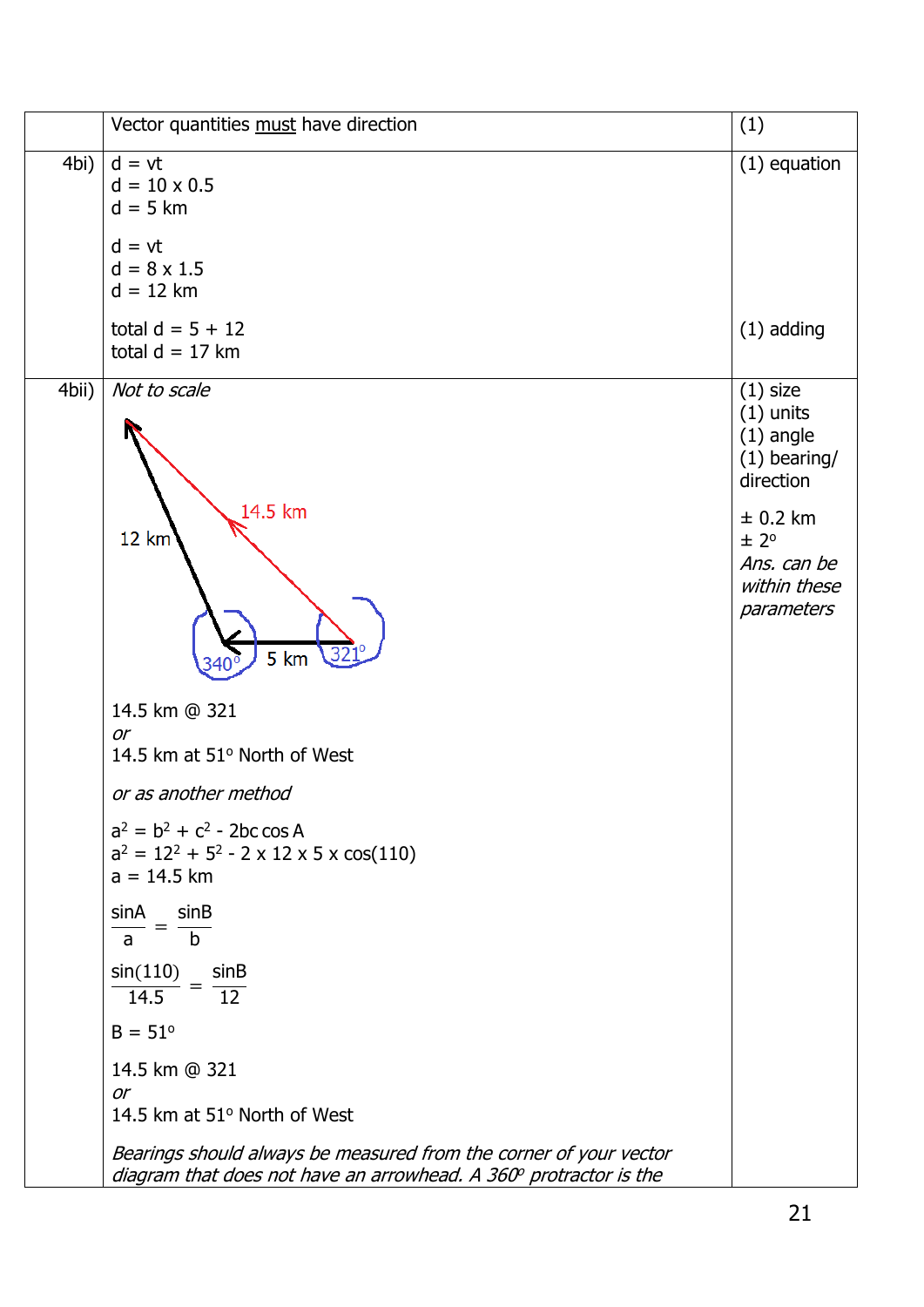|  |  |  |
|---|---|---|
|  | Vector quantities <u>must</u> have direction | (1) |
| 4bi) | $d = vt$<br>$d = 10 \times 0.5$<br>$d = 5$ km<br><br>$d = vt$<br>$d = 8 \times 1.5$<br>$d = 12$ km<br><br>total $d = 5 + 12$<br>total $d = 17$ km | (1) equation<br><br><br><br><br><br><br><br>(1) adding |
| 4bii) | *Not to scale*<br><br>12 km<br>14.5 km<br>340°<br>5 km<br>321°<br><br>14.5 km @ 321<br>*or*<br>14.5 km at 51° North of West<br><br>*or as another method*<br><br>$a^2 = b^2 + c^2 - 2bc\cos A$<br>$a^2 = 12^2 + 5^2 - 2 \times 12 \times 5 \times \cos(110)$<br>$a = 14.5$ km<br><br>$\dfrac{\sin A}{a} = \dfrac{\sin B}{b}$<br><br>$\dfrac{\sin(110)}{14.5} = \dfrac{\sin B}{12}$<br><br>$B = 51°$<br><br>14.5 km @ 321<br>*or*<br>14.5 km at 51° North of West<br><br>*Bearings should always be measured from the corner of your vector diagram that does not have an arrowhead. A 360° protractor is the* | (1) size<br>(1) units<br>(1) angle<br>(1) bearing/ direction<br><br>± 0.2 km<br>± 2°<br>*Ans. can be within these parameters* |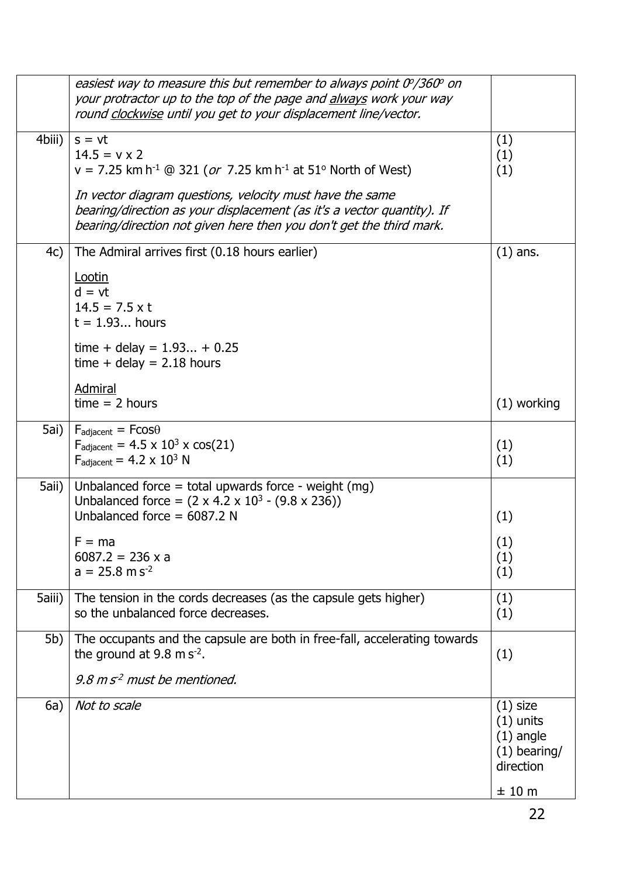| | | |
|---|---|---|
| | *easiest way to measure this but remember to always point 0°/360° on your protractor up to the top of the page and <u>always</u> work your way round <u>clockwise</u> until you get to your displacement line/vector.* | |
| 4biii) | $s = vt$<br>$14.5 = v \times 2$<br>$v = 7.25\ \text{km h}^{-1}$ @ 321 (*or* $7.25\ \text{km h}^{-1}$ at 51° North of West)<br><br>*In vector diagram questions, velocity must have the same bearing/direction as your displacement (as it's a vector quantity). If bearing/direction not given here then you don't get the third mark.* | (1)<br>(1)<br>(1) |
| 4c) | The Admiral arrives first (0.18 hours earlier)<br><br><u>Lootin</u><br>$d = vt$<br>$14.5 = 7.5 \times t$<br>$t = 1.93...$ hours<br><br>time + delay = 1.93... + 0.25<br>time + delay = 2.18 hours<br><br><u>Admiral</u><br>time = 2 hours | (1) ans.<br><br><br><br><br><br><br><br><br><br>(1) working |
| 5ai) | $F_{adjacent} = F\cos\theta$<br>$F_{adjacent} = 4.5 \times 10^3 \times \cos(21)$<br>$F_{adjacent} = 4.2 \times 10^3\ \text{N}$ | <br>(1)<br>(1) |
| 5aii) | Unbalanced force = total upwards force - weight (mg)<br>Unbalanced force = $(2 \times 4.2 \times 10^3 - (9.8 \times 236))$<br>Unbalanced force = 6087.2 N<br><br>$F = ma$<br>$6087.2 = 236 \times a$<br>$a = 25.8\ \text{m s}^{-2}$ | <br><br>(1)<br><br>(1)<br>(1)<br>(1) |
| 5aiii) | The tension in the cords decreases (as the capsule gets higher) so the unbalanced force decreases. | (1)<br>(1) |
| 5b) | The occupants and the capsule are both in free-fall, accelerating towards the ground at $9.8\ \text{m s}^{-2}$.<br><br>*$9.8\ \text{m s}^{-2}$ must be mentioned.* | (1) |
| 6a) | *Not to scale* | (1) size<br>(1) units<br>(1) angle<br>(1) bearing/ direction<br><br>± 10 m |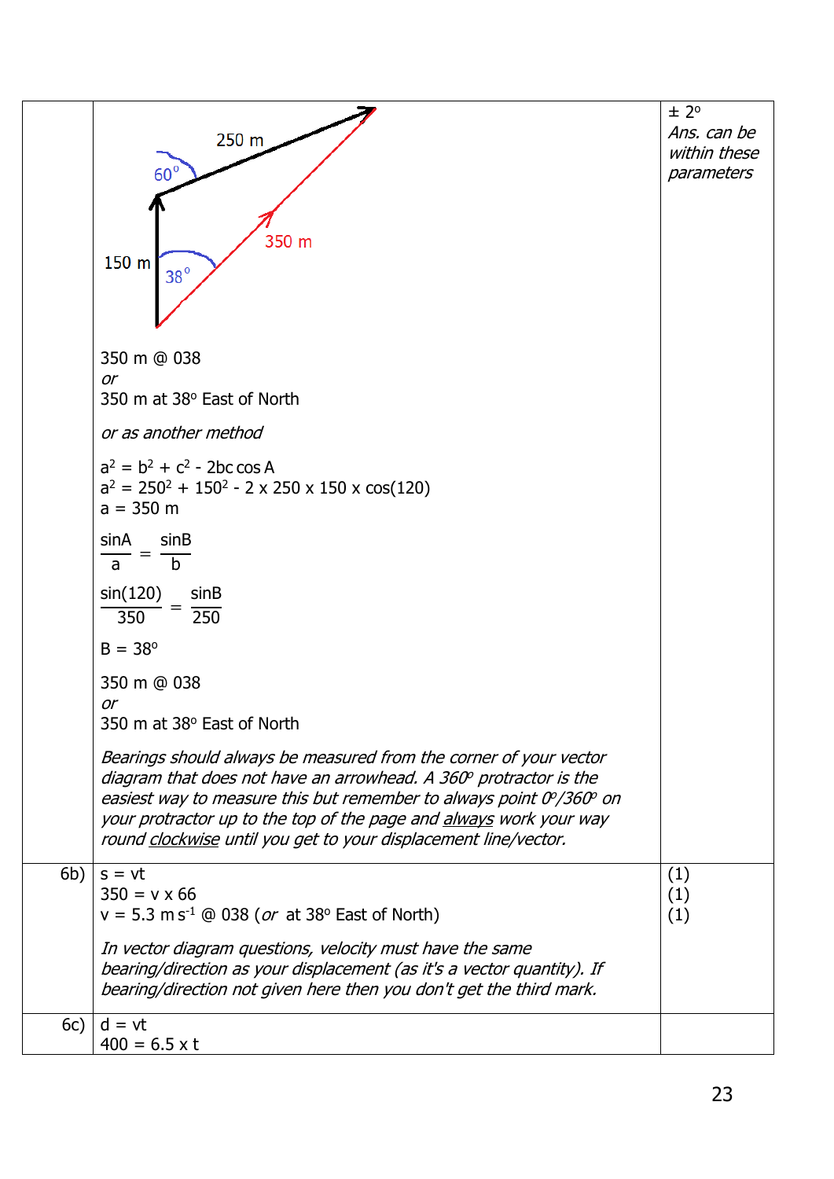| | | |
|---|---|---|
| | 250 m, 60°, 150 m, 38°, 350 m<br><br>350 m @ 038<br>*or*<br>350 m at 38° East of North<br><br>*or as another method*<br><br>$a^2 = b^2 + c^2 - 2bc\cos A$<br>$a^2 = 250^2 + 150^2 - 2 \times 250 \times 150 \times \cos(120)$<br>$a = 350$ m<br><br>$\frac{\sin A}{a} = \frac{\sin B}{b}$<br><br>$\frac{\sin(120)}{350} = \frac{\sin B}{250}$<br><br>$B = 38°$<br><br>350 m @ 038<br>*or*<br>350 m at 38° East of North<br><br>*Bearings should always be measured from the corner of your vector diagram that does not have an arrowhead. A 360° protractor is the easiest way to measure this but remember to always point 0°/360° on your protractor up to the top of the page and <u>always</u> work your way round <u>clockwise</u> until you get to your displacement line/vector.* | ± 2°<br>*Ans. can be within these parameters* |
| 6b) | $s = vt$<br>$350 = v \times 66$<br>$v = 5.3$ m s$^{-1}$ @ 038 (*or* at 38° East of North)<br><br>*In vector diagram questions, velocity must have the same bearing/direction as your displacement (as it's a vector quantity). If bearing/direction not given here then you don't get the third mark.* | (1)<br>(1)<br>(1) |
| 6c) | $d = vt$<br>$400 = 6.5 \times t$ | |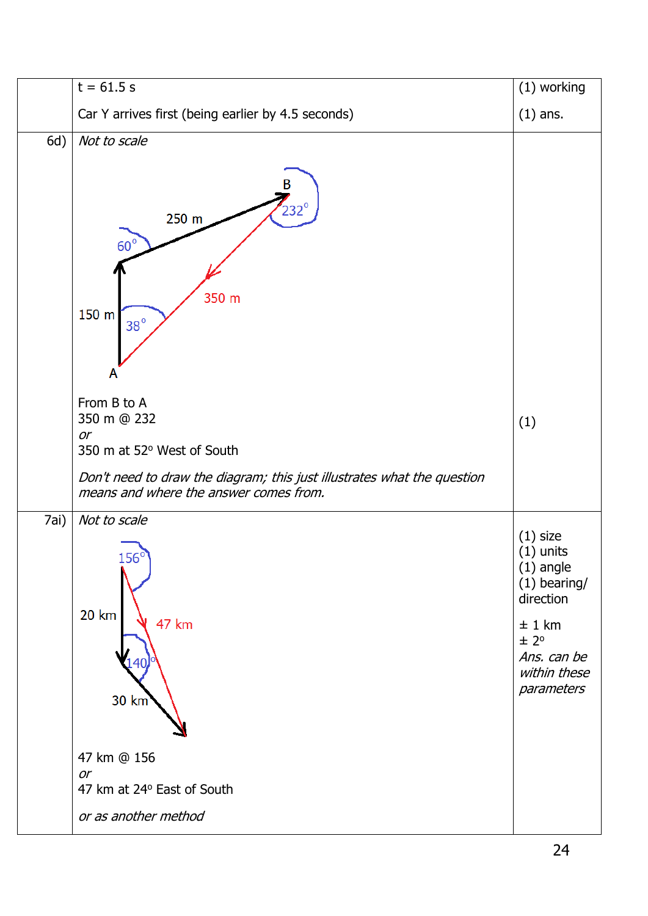| | | |
|---|---|---|
| | t = 61.5 s<br><br>Car Y arrives first (being earlier by 4.5 seconds) | (1) working<br><br>(1) ans. |
| 6d) | *Not to scale*<br><br>250 m<br>60°<br>B<br>232°<br>350 m<br>150 m<br>38°<br>A<br><br>From B to A<br>350 m @ 232<br>*or*<br>350 m at 52° West of South<br><br>*Don't need to draw the diagram; this just illustrates what the question means and where the answer comes from.* | (1) |
| 7ai) | *Not to scale*<br><br>156°<br>20 km<br>47 km<br>140°<br>30 km<br><br>47 km @ 156<br>*or*<br>47 km at 24° East of South<br><br>*or as another method* | (1) size<br>(1) units<br>(1) angle<br>(1) bearing/ direction<br><br>± 1 km<br>± 2°<br>*Ans. can be within these parameters* |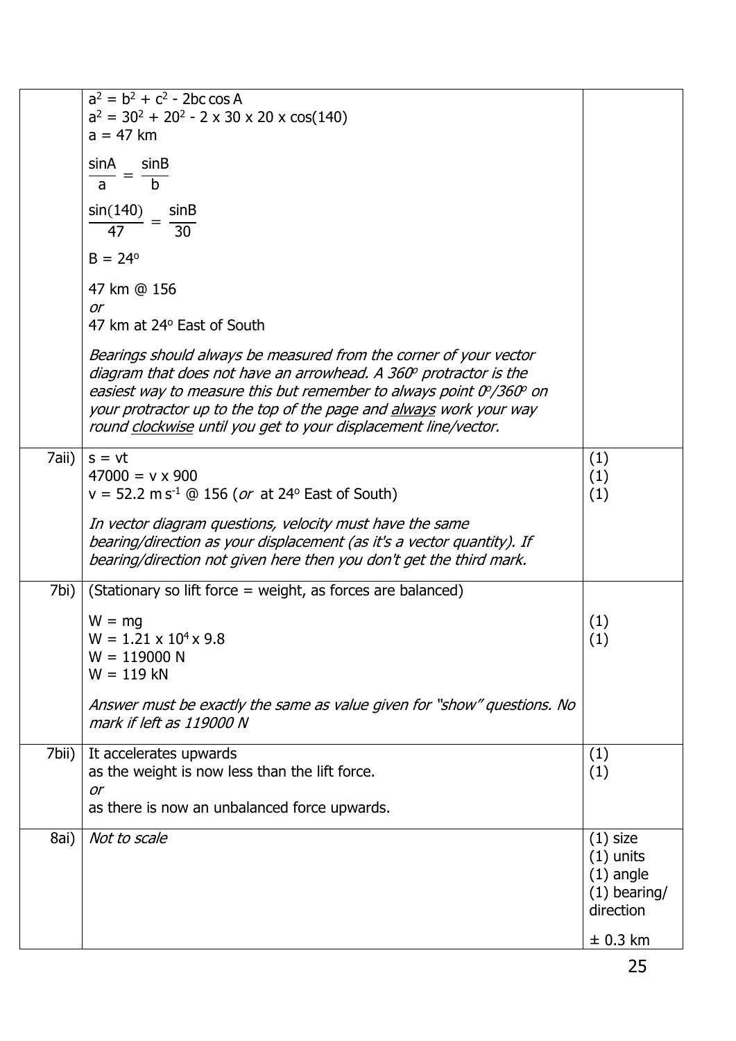| | | |
|---|---|---|
| | $a^2 = b^2 + c^2 - 2bc \cos A$<br>$a^2 = 30^2 + 20^2 - 2 \times 30 \times 20 \times \cos(140)$<br>$a = 47$ km<br>$\frac{\sin A}{a} = \frac{\sin B}{b}$<br>$\frac{\sin(140)}{47} = \frac{\sin B}{30}$<br>$B = 24^o$<br>47 km @ 156<br>*or*<br>47 km at $24^o$ East of South<br>*Bearings should always be measured from the corner of your vector diagram that does not have an arrowhead. A $360^o$ protractor is the easiest way to measure this but remember to always point $0^o/360^o$ on your protractor up to the top of the page and always work your way round clockwise until you get to your displacement line/vector.* | |
| 7aii) | $s = vt$<br>$47000 = v \times 900$<br>$v = 52.2$ m s$^{-1}$ @ 156 (*or* at $24^o$ East of South)<br>*In vector diagram questions, velocity must have the same bearing/direction as your displacement (as it's a vector quantity). If bearing/direction not given here then you don't get the third mark.* | (1)<br>(1)<br>(1) |
| 7bi) | (Stationary so lift force = weight, as forces are balanced)<br>$W = mg$<br>$W = 1.21 \times 10^4 \times 9.8$<br>$W = 119000$ N<br>$W = 119$ kN<br>*Answer must be exactly the same as value given for "show" questions. No mark if left as 119000 N* | (1)<br>(1) |
| 7bii) | It accelerates upwards<br>as the weight is now less than the lift force.<br>*or*<br>as there is now an unbalanced force upwards. | (1)<br>(1) |
| 8ai) | *Not to scale* | (1) size<br>(1) units<br>(1) angle<br>(1) bearing/ direction<br>± 0.3 km |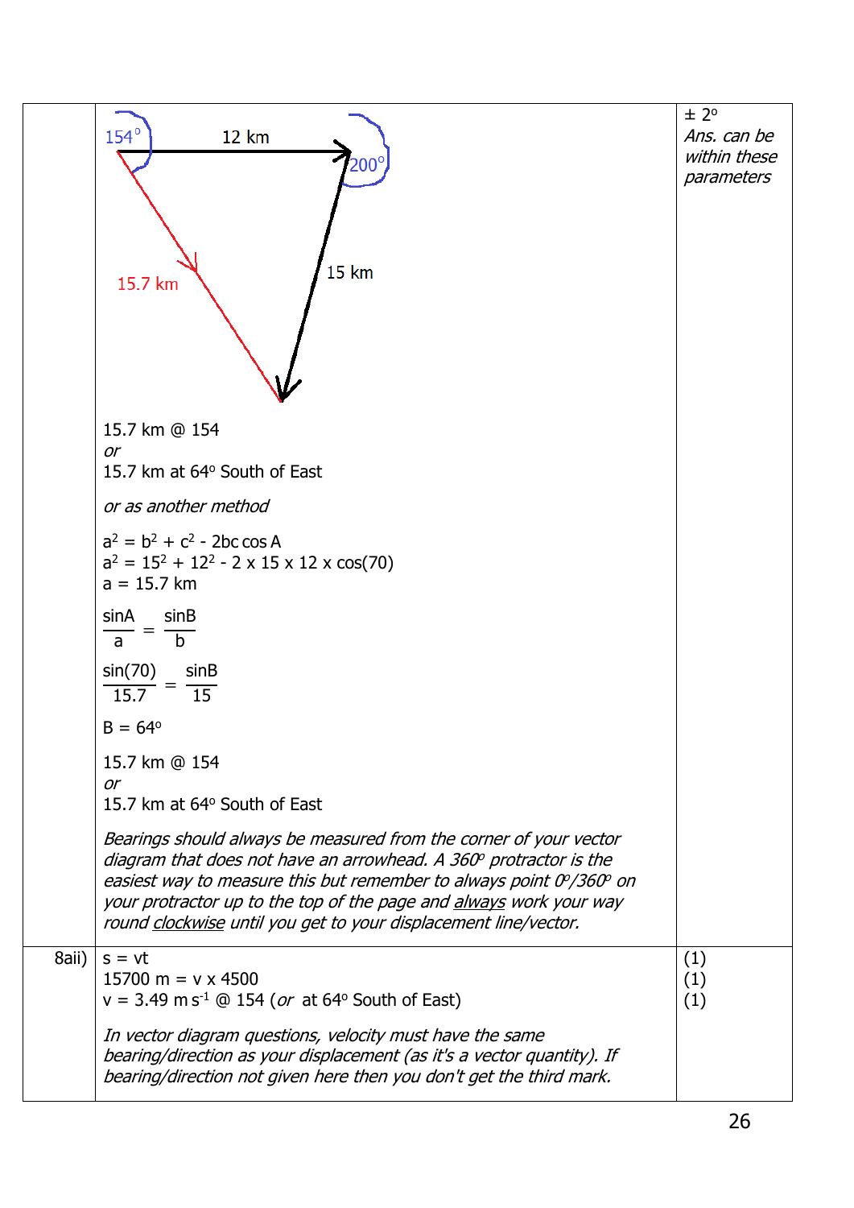| | | |
|---|---|---|
| | 154° &nbsp;&nbsp; 12 km &nbsp;&nbsp; 200° &nbsp;&nbsp; 15.7 km &nbsp;&nbsp; 15 km<br><br>15.7 km @ 154<br>*or*<br>15.7 km at 64° South of East<br><br>*or as another method*<br><br>$a^2 = b^2 + c^2 - 2bc \cos A$<br>$a^2 = 15^2 + 12^2 - 2 \times 15 \times 12 \times \cos(70)$<br>$a = 15.7$ km<br><br>$\frac{\sin A}{a} = \frac{\sin B}{b}$<br><br>$\frac{\sin(70)}{15.7} = \frac{\sin B}{15}$<br><br>$B = 64°$<br><br>15.7 km @ 154<br>*or*<br>15.7 km at 64° South of East<br><br>*Bearings should always be measured from the corner of your vector diagram that does not have an arrowhead. A 360° protractor is the easiest way to measure this but remember to always point 0°/360° on your protractor up to the top of the page and always work your way round clockwise until you get to your displacement line/vector.* | ± 2°<br>*Ans. can be within these parameters* |
| 8aii) | $s = vt$<br>$15700 \text{ m} = v \times 4500$<br>$v = 3.49 \text{ m s}^{-1}$ @ 154 (*or* at 64° South of East)<br><br>*In vector diagram questions, velocity must have the same bearing/direction as your displacement (as it's a vector quantity). If bearing/direction not given here then you don't get the third mark.* | (1)<br>(1)<br>(1) |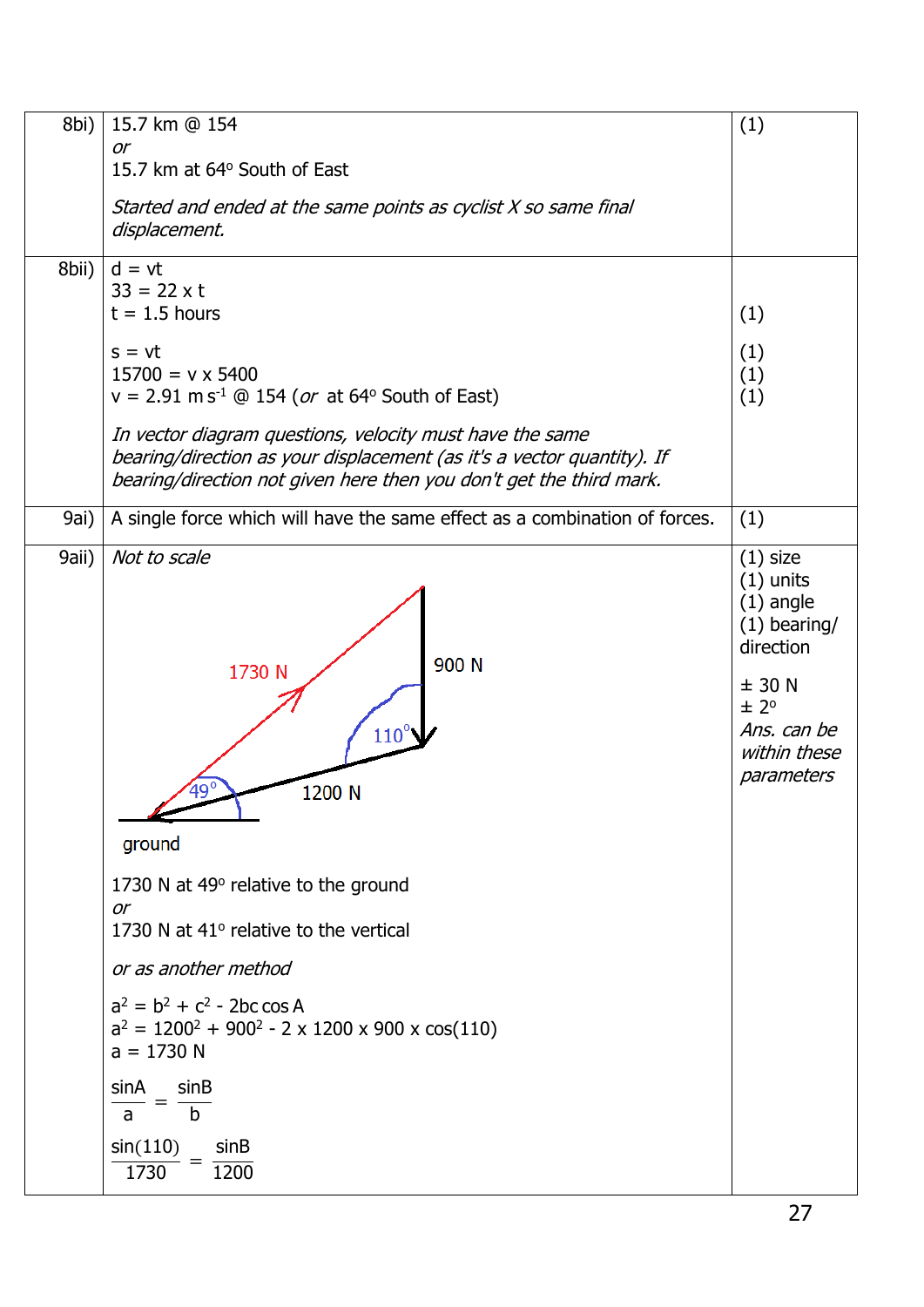| | | |
|---|---|---|
| 8bi) | 15.7 km @ 154<br>*or*<br>15.7 km at 64° South of East<br><br>*Started and ended at the same points as cyclist X so same final displacement.* | (1) |
| 8bii) | d = vt<br>33 = 22 x t<br>t = 1.5 hours<br><br>s = vt<br>15700 = v x 5400<br>v = 2.91 m s$^{-1}$ @ 154 (*or* at 64° South of East)<br><br>*In vector diagram questions, velocity must have the same bearing/direction as your displacement (as it's a vector quantity). If bearing/direction not given here then you don't get the third mark.* | <br><br>(1)<br><br>(1)<br>(1)<br>(1) |
| 9ai) | A single force which will have the same effect as a combination of forces. | (1) |
| 9aii) | *Not to scale*<br><br>1730 N, 900 N, 1200 N, 110°, 49°, ground<br><br>1730 N at 49° relative to the ground<br>*or*<br>1730 N at 41° relative to the vertical<br><br>*or as another method*<br><br>$a^2 = b^2 + c^2 - 2bc\cos A$<br>$a^2 = 1200^2 + 900^2 - 2 \times 1200 \times 900 \times \cos(110)$<br>a = 1730 N<br><br>$\frac{\sin A}{a} = \frac{\sin B}{b}$<br><br>$\frac{\sin(110)}{1730} = \frac{\sin B}{1200}$ | (1) size<br>(1) units<br>(1) angle<br>(1) bearing/direction<br><br>± 30 N<br>± 2°<br>*Ans. can be within these parameters* |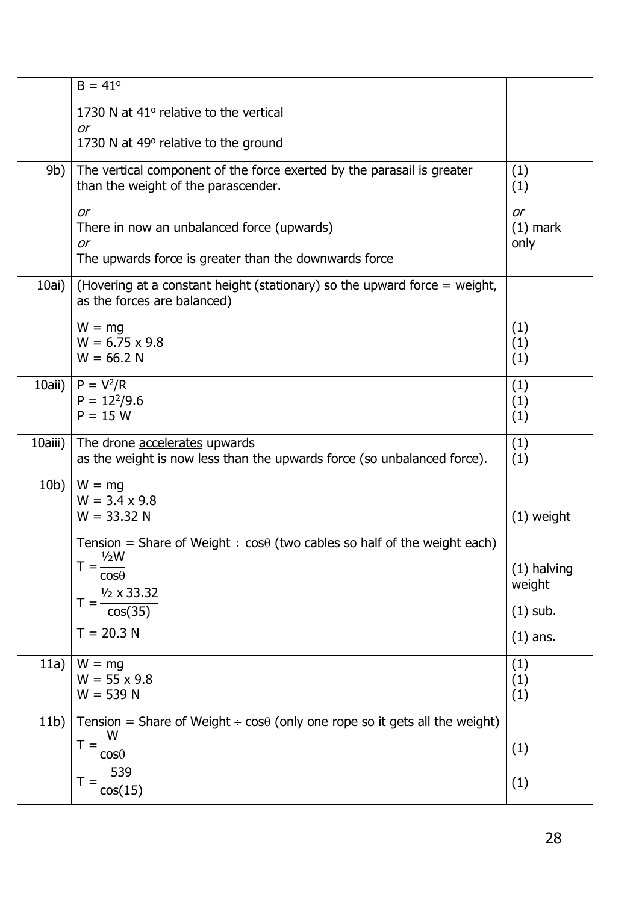| | | |
|---|---|---|
| | $B = 41^o$<br><br>1730 N at $41^o$ relative to the vertical<br>*or*<br>1730 N at $49^o$ relative to the ground | |
| 9b) | <u>The vertical component</u> of the force exerted by the parasail is <u>greater</u> than the weight of the parascender.<br><br>*or*<br>There in now an unbalanced force (upwards)<br>*or*<br>The upwards force is greater than the downwards force | (1)<br>(1)<br><br>*or*<br>(1) mark only |
| 10ai) | (Hovering at a constant height (stationary) so the upward force = weight, as the forces are balanced)<br><br>$W = mg$<br>$W = 6.75 \times 9.8$<br>$W = 66.2$ N | <br><br><br>(1)<br>(1)<br>(1) |
| 10aii) | $P = V^2/R$<br>$P = 12^2/9.6$<br>$P = 15$ W | (1)<br>(1)<br>(1) |
| 10aiii) | The drone <u>accelerates</u> upwards<br>as the weight is now less than the upwards force (so unbalanced force). | (1)<br>(1) |
| 10b) | $W = mg$<br>$W = 3.4 \times 9.8$<br>$W = 33.32$ N<br><br>Tension = Share of Weight $\div \cos\theta$ (two cables so half of the weight each)<br>$T = \frac{½W}{\cos\theta}$<br>$T = \frac{½ \times 33.32}{\cos(35)}$<br>$T = 20.3$ N | <br><br>(1) weight<br><br><br>(1) halving weight<br>(1) sub.<br>(1) ans. |
| 11a) | $W = mg$<br>$W = 55 \times 9.8$<br>$W = 539$ N | (1)<br>(1)<br>(1) |
| 11b) | Tension = Share of Weight $\div \cos\theta$ (only one rope so it gets all the weight)<br>$T = \frac{W}{\cos\theta}$<br>$T = \frac{539}{\cos(15)}$ | <br>(1)<br>(1) |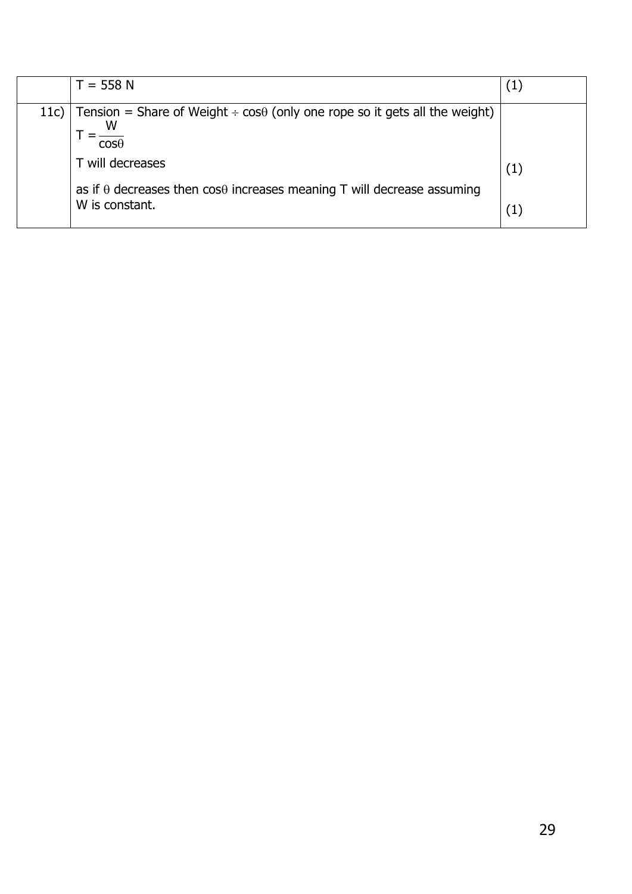| | | |
|---|---|---|
| | $T = 558$ N | (1) |
| 11c) | Tension = Share of Weight ÷ $\cos\theta$ (only one rope so it gets all the weight)<br>$T = \frac{W}{\cos\theta}$<br>T will decreases<br>as if $\theta$ decreases then $\cos\theta$ increases meaning T will decrease assuming W is constant. | <br><br>(1)<br>(1) |